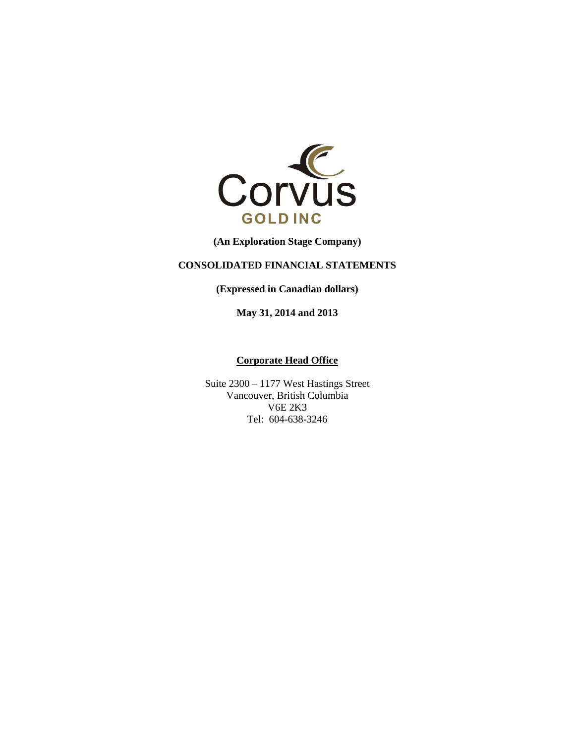Corvus

GOLD INC

**(An Exploration Stage Company)**

**CONSOLIDATED FINANCIAL STATEMENTS**

**(Expressed in Canadian dollars)**

**May 31, 2014 and 2013**

**Corporate Head Office**

Suite 2300 – 1177 West Hastings Street
Vancouver, British Columbia
V6E 2K3
Tel: 604-638-3246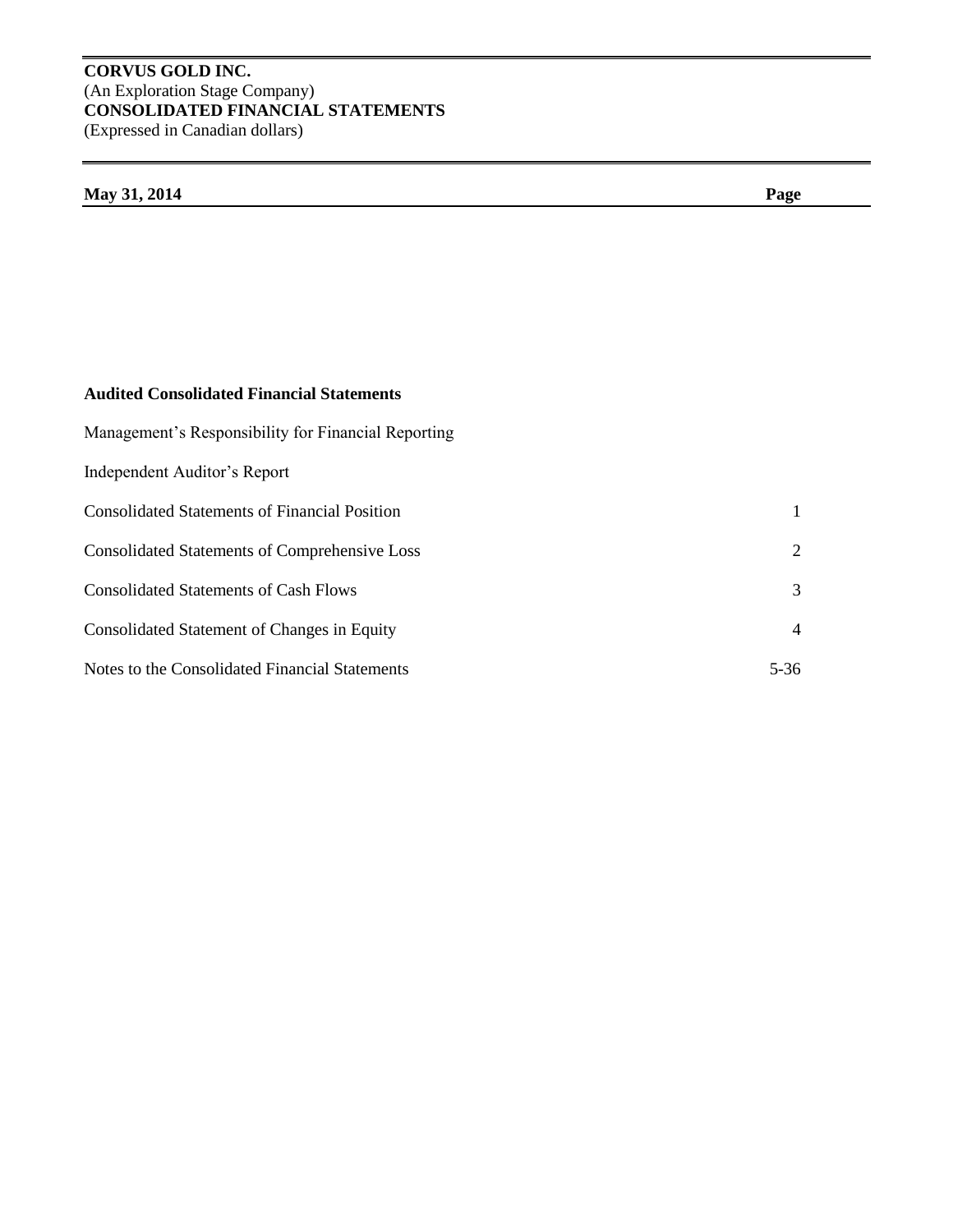**CORVUS GOLD INC.**
(An Exploration Stage Company)
**CONSOLIDATED FINANCIAL STATEMENTS**
(Expressed in Canadian dollars)

| **May 31, 2014** | **Page** |
|---|---|
| **Audited Consolidated Financial Statements** | |
| Management's Responsibility for Financial Reporting | |
| Independent Auditor's Report | |
| Consolidated Statements of Financial Position | 1 |
| Consolidated Statements of Comprehensive Loss | 2 |
| Consolidated Statements of Cash Flows | 3 |
| Consolidated Statement of Changes in Equity | 4 |
| Notes to the Consolidated Financial Statements | 5-36 |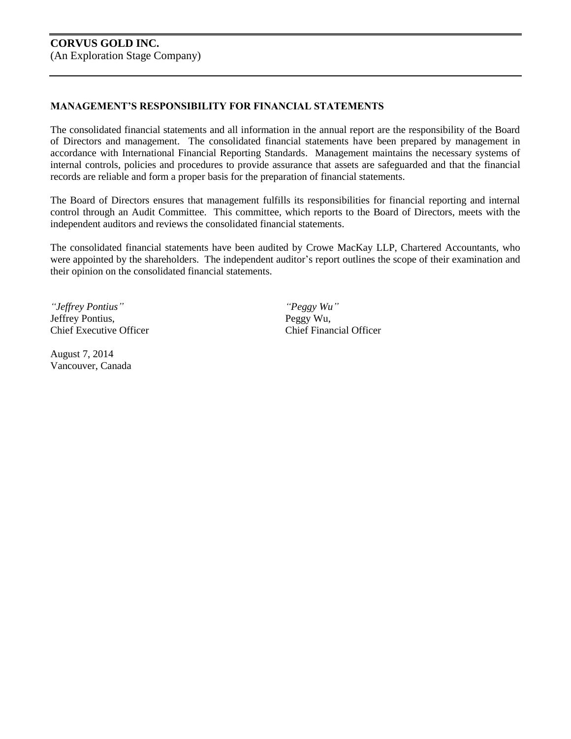**CORVUS GOLD INC.**
(An Exploration Stage Company)

## MANAGEMENT'S RESPONSIBILITY FOR FINANCIAL STATEMENTS

The consolidated financial statements and all information in the annual report are the responsibility of the Board of Directors and management. The consolidated financial statements have been prepared by management in accordance with International Financial Reporting Standards. Management maintains the necessary systems of internal controls, policies and procedures to provide assurance that assets are safeguarded and that the financial records are reliable and form a proper basis for the preparation of financial statements.

The Board of Directors ensures that management fulfills its responsibilities for financial reporting and internal control through an Audit Committee. This committee, which reports to the Board of Directors, meets with the independent auditors and reviews the consolidated financial statements.

The consolidated financial statements have been audited by Crowe MacKay LLP, Chartered Accountants, who were appointed by the shareholders. The independent auditor's report outlines the scope of their examination and their opinion on the consolidated financial statements.

*"Jeffrey Pontius"*
Jeffrey Pontius,
Chief Executive Officer

*"Peggy Wu"*
Peggy Wu,
Chief Financial Officer

August 7, 2014
Vancouver, Canada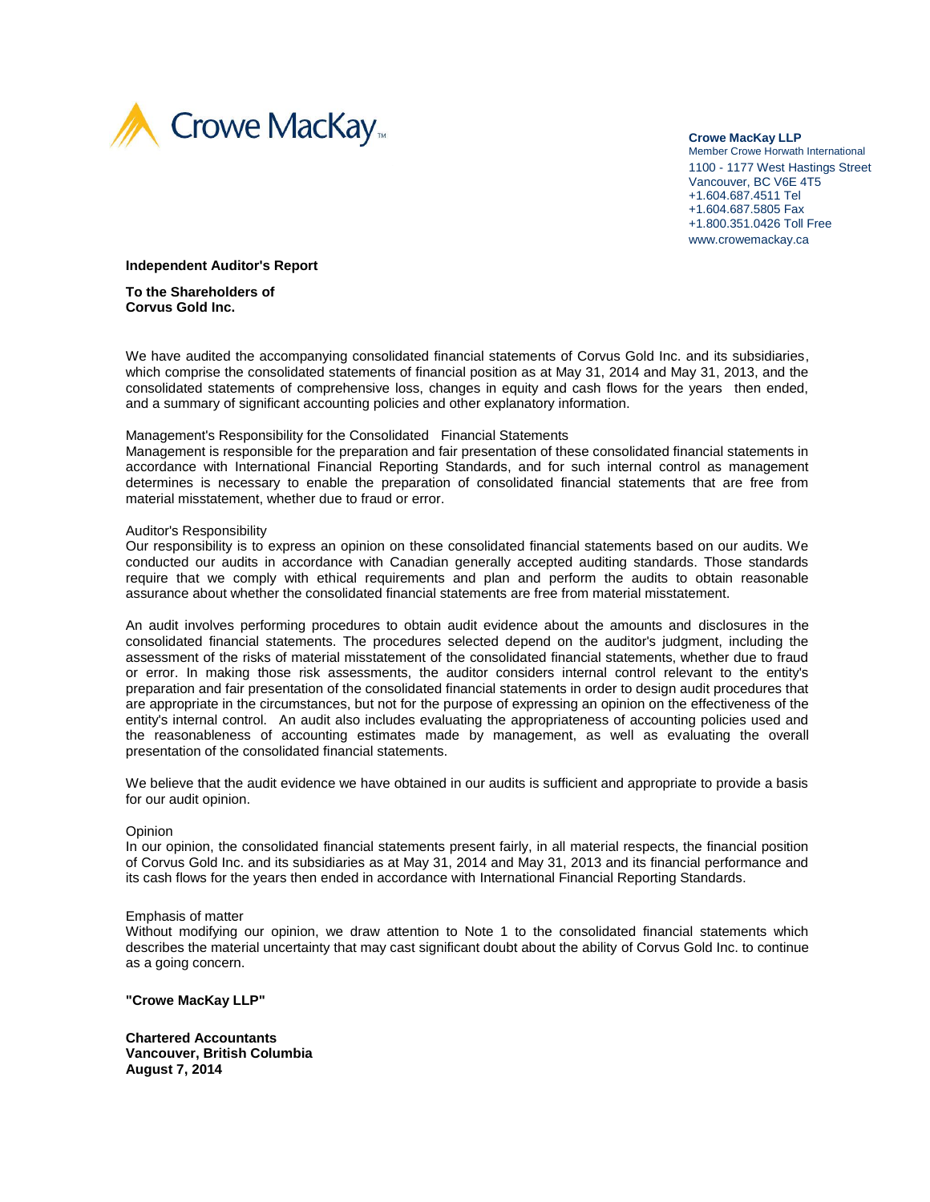Crowe MacKay™

**Crowe MacKay LLP**
Member Crowe Horwath International
1100 - 1177 West Hastings Street
Vancouver, BC V6E 4T5
+1.604.687.4511 Tel
+1.604.687.5805 Fax
+1.800.351.0426 Toll Free
www.crowemackay.ca

**Independent Auditor's Report**

**To the Shareholders of**
**Corvus Gold Inc.**

We have audited the accompanying consolidated financial statements of Corvus Gold Inc. and its subsidiaries, which comprise the consolidated statements of financial position as at May 31, 2014 and May 31, 2013, and the consolidated statements of comprehensive loss, changes in equity and cash flows for the years then ended, and a summary of significant accounting policies and other explanatory information.

Management's Responsibility for the Consolidated Financial Statements
Management is responsible for the preparation and fair presentation of these consolidated financial statements in accordance with International Financial Reporting Standards, and for such internal control as management determines is necessary to enable the preparation of consolidated financial statements that are free from material misstatement, whether due to fraud or error.

Auditor's Responsibility
Our responsibility is to express an opinion on these consolidated financial statements based on our audits. We conducted our audits in accordance with Canadian generally accepted auditing standards. Those standards require that we comply with ethical requirements and plan and perform the audits to obtain reasonable assurance about whether the consolidated financial statements are free from material misstatement.

An audit involves performing procedures to obtain audit evidence about the amounts and disclosures in the consolidated financial statements. The procedures selected depend on the auditor's judgment, including the assessment of the risks of material misstatement of the consolidated financial statements, whether due to fraud or error. In making those risk assessments, the auditor considers internal control relevant to the entity's preparation and fair presentation of the consolidated financial statements in order to design audit procedures that are appropriate in the circumstances, but not for the purpose of expressing an opinion on the effectiveness of the entity's internal control. An audit also includes evaluating the appropriateness of accounting policies used and the reasonableness of accounting estimates made by management, as well as evaluating the overall presentation of the consolidated financial statements.

We believe that the audit evidence we have obtained in our audits is sufficient and appropriate to provide a basis for our audit opinion.

Opinion
In our opinion, the consolidated financial statements present fairly, in all material respects, the financial position of Corvus Gold Inc. and its subsidiaries as at May 31, 2014 and May 31, 2013 and its financial performance and its cash flows for the years then ended in accordance with International Financial Reporting Standards.

Emphasis of matter
Without modifying our opinion, we draw attention to Note 1 to the consolidated financial statements which describes the material uncertainty that may cast significant doubt about the ability of Corvus Gold Inc. to continue as a going concern.

**"Crowe MacKay LLP"**

**Chartered Accountants**
**Vancouver, British Columbia**
**August 7, 2014**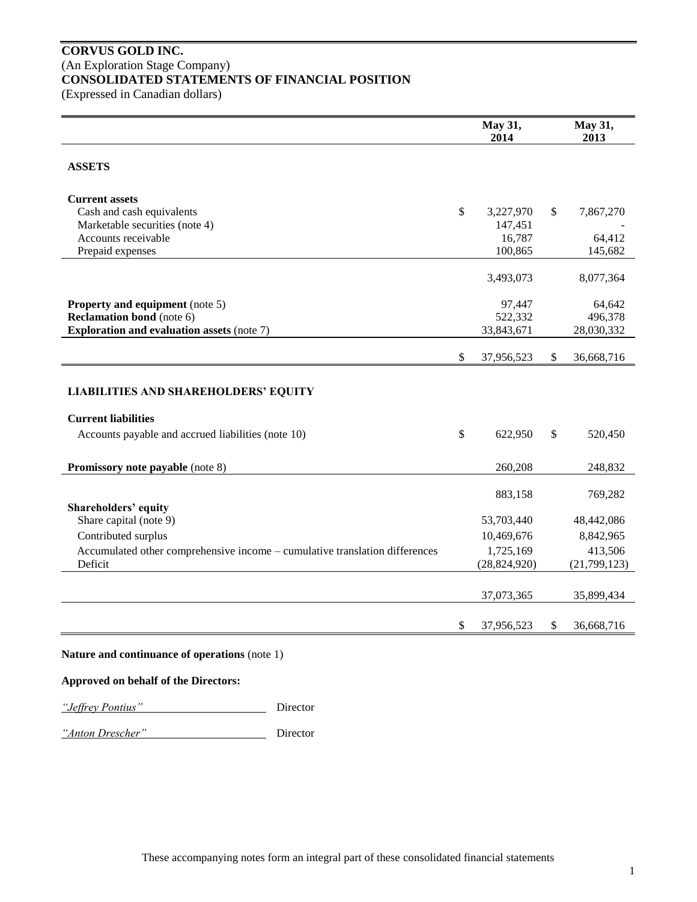**CORVUS GOLD INC.**
(An Exploration Stage Company)
**CONSOLIDATED STATEMENTS OF FINANCIAL POSITION**
(Expressed in Canadian dollars)

| | May 31, 2014 | May 31, 2013 |
|---|---|---|
| **ASSETS** | | |
| **Current assets** | | |
| Cash and cash equivalents | $ 3,227,970 | $ 7,867,270 |
| Marketable securities (note 4) | 147,451 | - |
| Accounts receivable | 16,787 | 64,412 |
| Prepaid expenses | 100,865 | 145,682 |
| | 3,493,073 | 8,077,364 |
| **Property and equipment** (note 5) | 97,447 | 64,642 |
| **Reclamation bond** (note 6) | 522,332 | 496,378 |
| **Exploration and evaluation assets** (note 7) | 33,843,671 | 28,030,332 |
| | $ 37,956,523 | $ 36,668,716 |
| **LIABILITIES AND SHAREHOLDERS' EQUITY** | | |
| **Current liabilities** | | |
| Accounts payable and accrued liabilities (note 10) | $ 622,950 | $ 520,450 |
| **Promissory note payable** (note 8) | 260,208 | 248,832 |
| | 883,158 | 769,282 |
| **Shareholders' equity** | | |
| Share capital (note 9) | 53,703,440 | 48,442,086 |
| Contributed surplus | 10,469,676 | 8,842,965 |
| Accumulated other comprehensive income – cumulative translation differences | 1,725,169 | 413,506 |
| Deficit | (28,824,920) | (21,799,123) |
| | 37,073,365 | 35,899,434 |
| | $ 37,956,523 | $ 36,668,716 |

**Nature and continuance of operations** (note 1)

**Approved on behalf of the Directors:**

*"Jeffrey Pontius"* Director

*"Anton Drescher"* Director

These accompanying notes form an integral part of these consolidated financial statements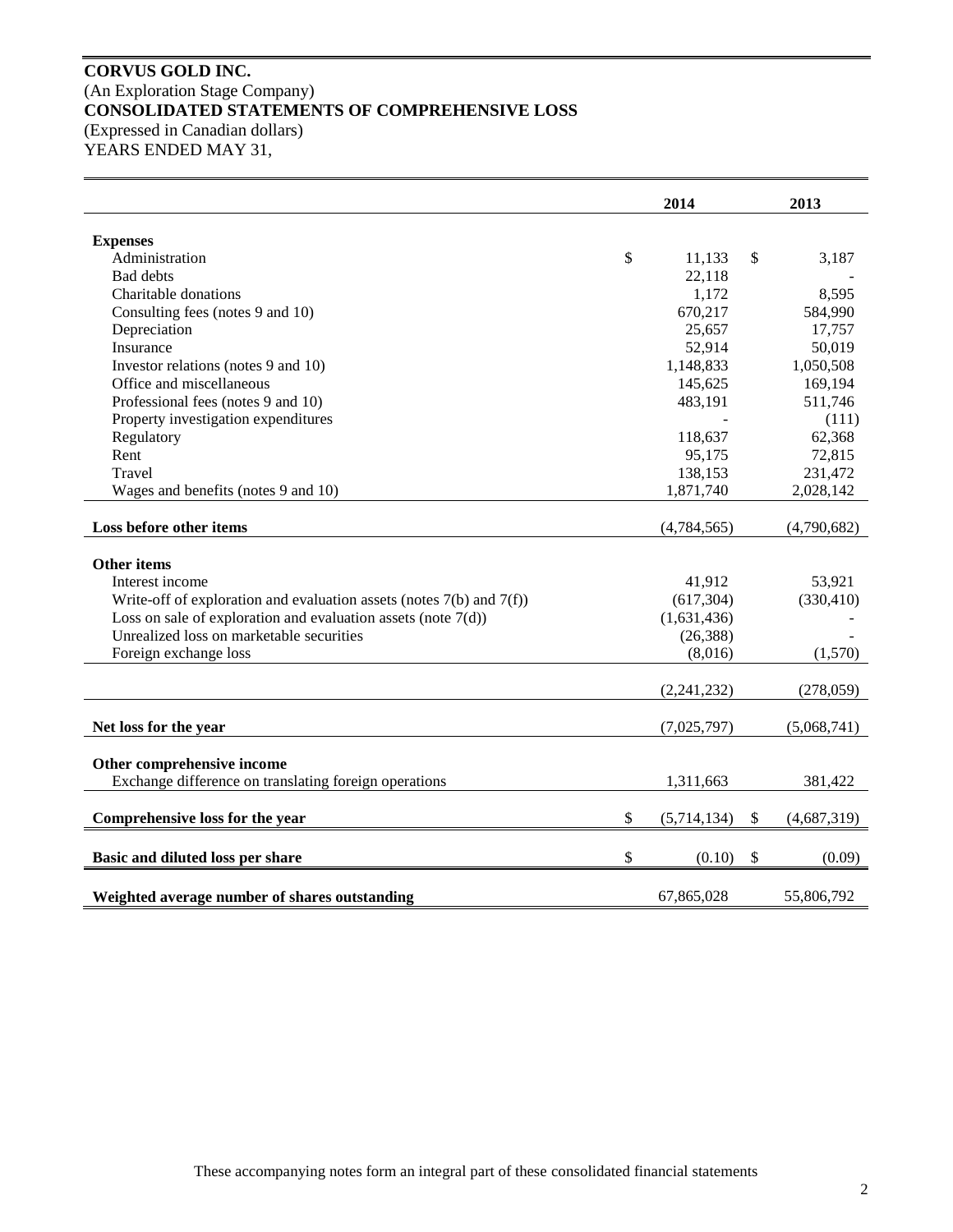**CORVUS GOLD INC.**
(An Exploration Stage Company)
**CONSOLIDATED STATEMENTS OF COMPREHENSIVE LOSS**
(Expressed in Canadian dollars)
YEARS ENDED MAY 31,

| | 2014 | 2013 |
|---|---|---|
| **Expenses** | | |
| Administration | $ 11,133 | $ 3,187 |
| Bad debts | 22,118 | - |
| Charitable donations | 1,172 | 8,595 |
| Consulting fees (notes 9 and 10) | 670,217 | 584,990 |
| Depreciation | 25,657 | 17,757 |
| Insurance | 52,914 | 50,019 |
| Investor relations (notes 9 and 10) | 1,148,833 | 1,050,508 |
| Office and miscellaneous | 145,625 | 169,194 |
| Professional fees (notes 9 and 10) | 483,191 | 511,746 |
| Property investigation expenditures | - | (111) |
| Regulatory | 118,637 | 62,368 |
| Rent | 95,175 | 72,815 |
| Travel | 138,153 | 231,472 |
| Wages and benefits (notes 9 and 10) | 1,871,740 | 2,028,142 |
| **Loss before other items** | (4,784,565) | (4,790,682) |
| **Other items** | | |
| Interest income | 41,912 | 53,921 |
| Write-off of exploration and evaluation assets (notes 7(b) and 7(f)) | (617,304) | (330,410) |
| Loss on sale of exploration and evaluation assets (note 7(d)) | (1,631,436) | - |
| Unrealized loss on marketable securities | (26,388) | - |
| Foreign exchange loss | (8,016) | (1,570) |
| | (2,241,232) | (278,059) |
| **Net loss for the year** | (7,025,797) | (5,068,741) |
| **Other comprehensive income** | | |
| Exchange difference on translating foreign operations | 1,311,663 | 381,422 |
| **Comprehensive loss for the year** | $ (5,714,134) | $ (4,687,319) |
| **Basic and diluted loss per share** | $ (0.10) | $ (0.09) |
| **Weighted average number of shares outstanding** | 67,865,028 | 55,806,792 |

These accompanying notes form an integral part of these consolidated financial statements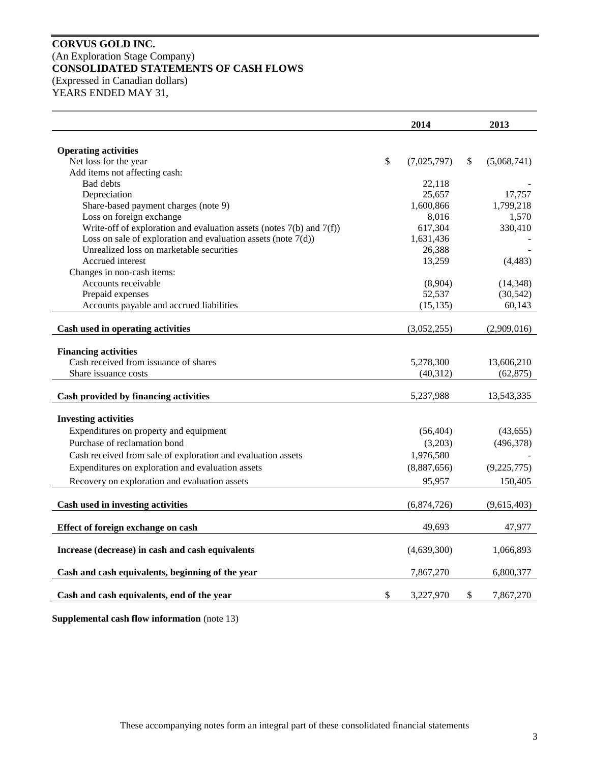**CORVUS GOLD INC.**
(An Exploration Stage Company)
**CONSOLIDATED STATEMENTS OF CASH FLOWS**
(Expressed in Canadian dollars)
YEARS ENDED MAY 31,

| | 2014 | 2013 |
|---|---|---|
| **Operating activities** | | |
| Net loss for the year | $ (7,025,797) | $ (5,068,741) |
| Add items not affecting cash: | | |
| Bad debts | 22,118 | - |
| Depreciation | 25,657 | 17,757 |
| Share-based payment charges (note 9) | 1,600,866 | 1,799,218 |
| Loss on foreign exchange | 8,016 | 1,570 |
| Write-off of exploration and evaluation assets (notes 7(b) and 7(f)) | 617,304 | 330,410 |
| Loss on sale of exploration and evaluation assets (note 7(d)) | 1,631,436 | - |
| Unrealized loss on marketable securities | 26,388 | - |
| Accrued interest | 13,259 | (4,483) |
| Changes in non-cash items: | | |
| Accounts receivable | (8,904) | (14,348) |
| Prepaid expenses | 52,537 | (30,542) |
| Accounts payable and accrued liabilities | (15,135) | 60,143 |
| **Cash used in operating activities** | (3,052,255) | (2,909,016) |
| **Financing activities** | | |
| Cash received from issuance of shares | 5,278,300 | 13,606,210 |
| Share issuance costs | (40,312) | (62,875) |
| **Cash provided by financing activities** | 5,237,988 | 13,543,335 |
| **Investing activities** | | |
| Expenditures on property and equipment | (56,404) | (43,655) |
| Purchase of reclamation bond | (3,203) | (496,378) |
| Cash received from sale of exploration and evaluation assets | 1,976,580 | - |
| Expenditures on exploration and evaluation assets | (8,887,656) | (9,225,775) |
| Recovery on exploration and evaluation assets | 95,957 | 150,405 |
| **Cash used in investing activities** | (6,874,726) | (9,615,403) |
| **Effect of foreign exchange on cash** | 49,693 | 47,977 |
| **Increase (decrease) in cash and cash equivalents** | (4,639,300) | 1,066,893 |
| **Cash and cash equivalents, beginning of the year** | 7,867,270 | 6,800,377 |
| **Cash and cash equivalents, end of the year** | $ 3,227,970 | $ 7,867,270 |

**Supplemental cash flow information** (note 13)

These accompanying notes form an integral part of these consolidated financial statements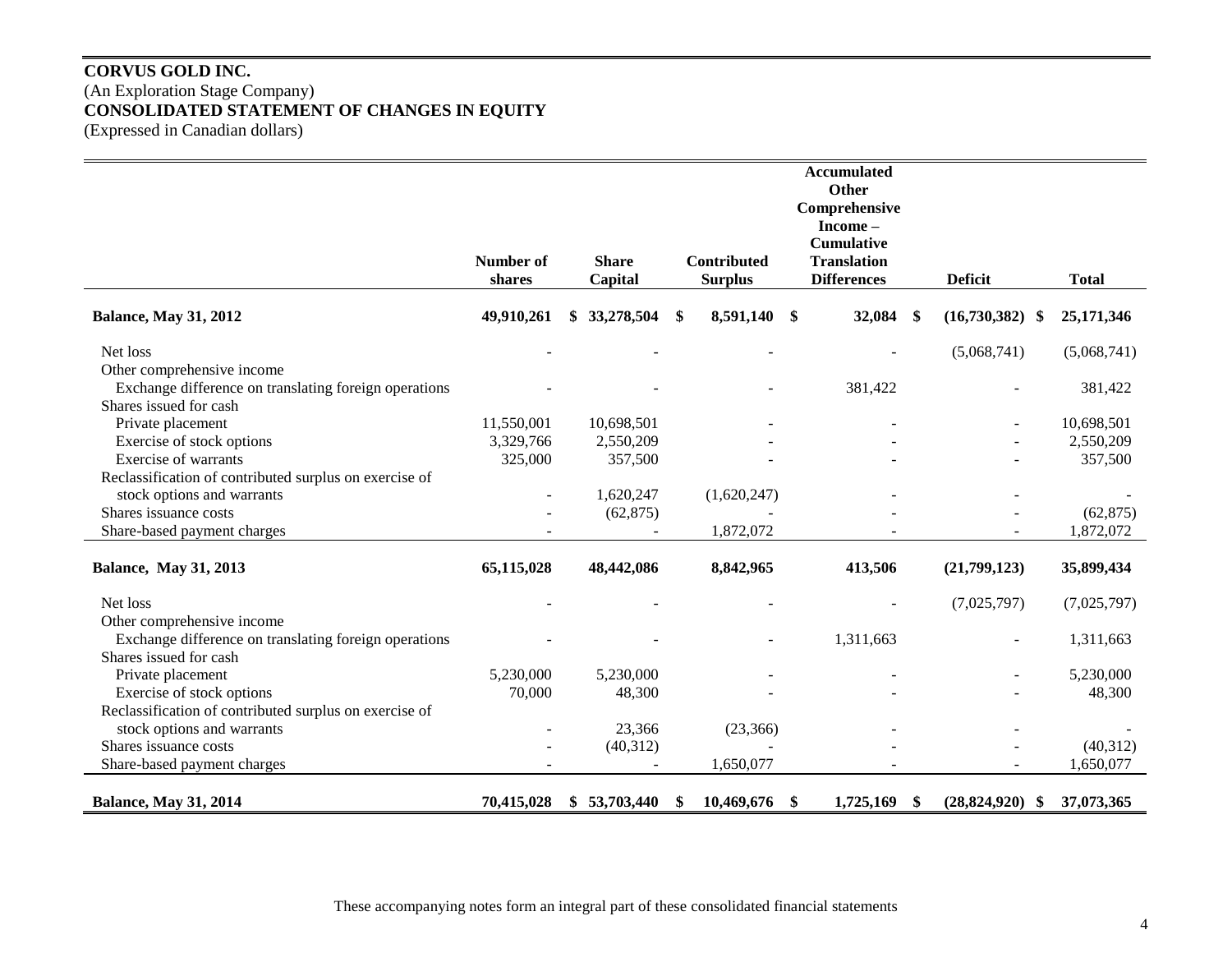**CORVUS GOLD INC.**
(An Exploration Stage Company)
**CONSOLIDATED STATEMENT OF CHANGES IN EQUITY**
(Expressed in Canadian dollars)

| | Number of shares | Share Capital | Contributed Surplus | Accumulated Other Comprehensive Income – Cumulative Translation Differences | Deficit | Total |
|---|---|---|---|---|---|---|
| **Balance, May 31, 2012** | **49,910,261** | **$ 33,278,504** | **$ 8,591,140** | **$ 32,084** | **$ (16,730,382)** | **$ 25,171,346** |
| Net loss | - | - | - | - | (5,068,741) | (5,068,741) |
| Other comprehensive income | | | | | | |
| Exchange difference on translating foreign operations | - | - | - | 381,422 | - | 381,422 |
| Shares issued for cash | | | | | | |
| Private placement | 11,550,001 | 10,698,501 | - | - | - | 10,698,501 |
| Exercise of stock options | 3,329,766 | 2,550,209 | - | - | - | 2,550,209 |
| Exercise of warrants | 325,000 | 357,500 | - | - | - | 357,500 |
| Reclassification of contributed surplus on exercise of stock options and warrants | - | 1,620,247 | (1,620,247) | - | - | - |
| Shares issuance costs | - | (62,875) | - | - | - | (62,875) |
| Share-based payment charges | - | - | 1,872,072 | - | - | 1,872,072 |
| **Balance, May 31, 2013** | **65,115,028** | **48,442,086** | **8,842,965** | **413,506** | **(21,799,123)** | **35,899,434** |
| Net loss | - | - | - | - | (7,025,797) | (7,025,797) |
| Other comprehensive income | | | | | | |
| Exchange difference on translating foreign operations | - | - | - | 1,311,663 | - | 1,311,663 |
| Shares issued for cash | | | | | | |
| Private placement | 5,230,000 | 5,230,000 | - | - | - | 5,230,000 |
| Exercise of stock options | 70,000 | 48,300 | - | - | - | 48,300 |
| Reclassification of contributed surplus on exercise of stock options and warrants | - | 23,366 | (23,366) | - | - | - |
| Shares issuance costs | - | (40,312) | - | - | - | (40,312) |
| Share-based payment charges | - | - | 1,650,077 | - | - | 1,650,077 |
| **Balance, May 31, 2014** | **70,415,028** | **$ 53,703,440** | **$ 10,469,676** | **$ 1,725,169** | **$ (28,824,920)** | **$ 37,073,365** |

These accompanying notes form an integral part of these consolidated financial statements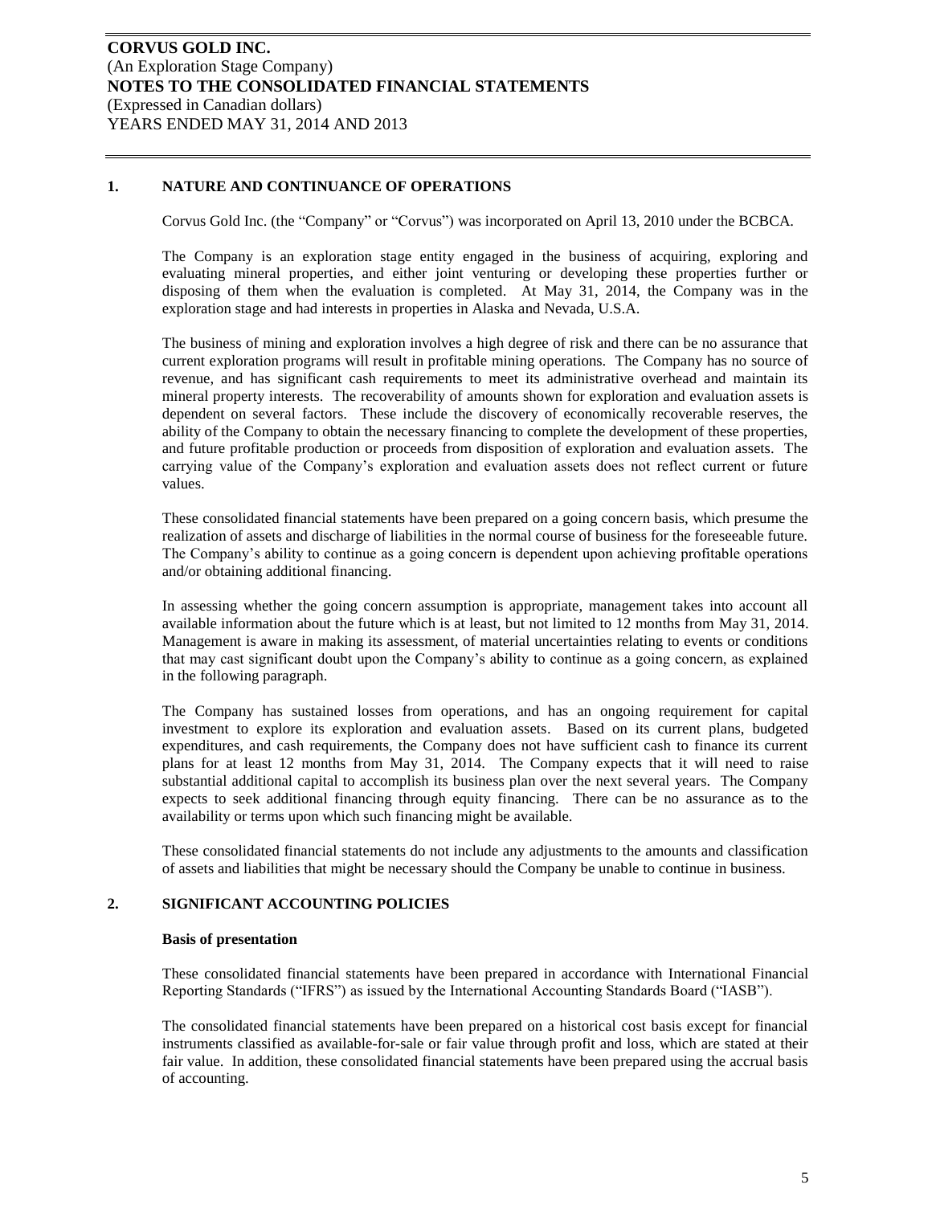**CORVUS GOLD INC.**
(An Exploration Stage Company)
**NOTES TO THE CONSOLIDATED FINANCIAL STATEMENTS**
(Expressed in Canadian dollars)
YEARS ENDED MAY 31, 2014 AND 2013

## 1. NATURE AND CONTINUANCE OF OPERATIONS

Corvus Gold Inc. (the "Company" or "Corvus") was incorporated on April 13, 2010 under the BCBCA.

The Company is an exploration stage entity engaged in the business of acquiring, exploring and evaluating mineral properties, and either joint venturing or developing these properties further or disposing of them when the evaluation is completed. At May 31, 2014, the Company was in the exploration stage and had interests in properties in Alaska and Nevada, U.S.A.

The business of mining and exploration involves a high degree of risk and there can be no assurance that current exploration programs will result in profitable mining operations. The Company has no source of revenue, and has significant cash requirements to meet its administrative overhead and maintain its mineral property interests. The recoverability of amounts shown for exploration and evaluation assets is dependent on several factors. These include the discovery of economically recoverable reserves, the ability of the Company to obtain the necessary financing to complete the development of these properties, and future profitable production or proceeds from disposition of exploration and evaluation assets. The carrying value of the Company's exploration and evaluation assets does not reflect current or future values.

These consolidated financial statements have been prepared on a going concern basis, which presume the realization of assets and discharge of liabilities in the normal course of business for the foreseeable future. The Company's ability to continue as a going concern is dependent upon achieving profitable operations and/or obtaining additional financing.

In assessing whether the going concern assumption is appropriate, management takes into account all available information about the future which is at least, but not limited to 12 months from May 31, 2014. Management is aware in making its assessment, of material uncertainties relating to events or conditions that may cast significant doubt upon the Company's ability to continue as a going concern, as explained in the following paragraph.

The Company has sustained losses from operations, and has an ongoing requirement for capital investment to explore its exploration and evaluation assets. Based on its current plans, budgeted expenditures, and cash requirements, the Company does not have sufficient cash to finance its current plans for at least 12 months from May 31, 2014. The Company expects that it will need to raise substantial additional capital to accomplish its business plan over the next several years. The Company expects to seek additional financing through equity financing. There can be no assurance as to the availability or terms upon which such financing might be available.

These consolidated financial statements do not include any adjustments to the amounts and classification of assets and liabilities that might be necessary should the Company be unable to continue in business.

## 2. SIGNIFICANT ACCOUNTING POLICIES

### Basis of presentation

These consolidated financial statements have been prepared in accordance with International Financial Reporting Standards ("IFRS") as issued by the International Accounting Standards Board ("IASB").

The consolidated financial statements have been prepared on a historical cost basis except for financial instruments classified as available-for-sale or fair value through profit and loss, which are stated at their fair value. In addition, these consolidated financial statements have been prepared using the accrual basis of accounting.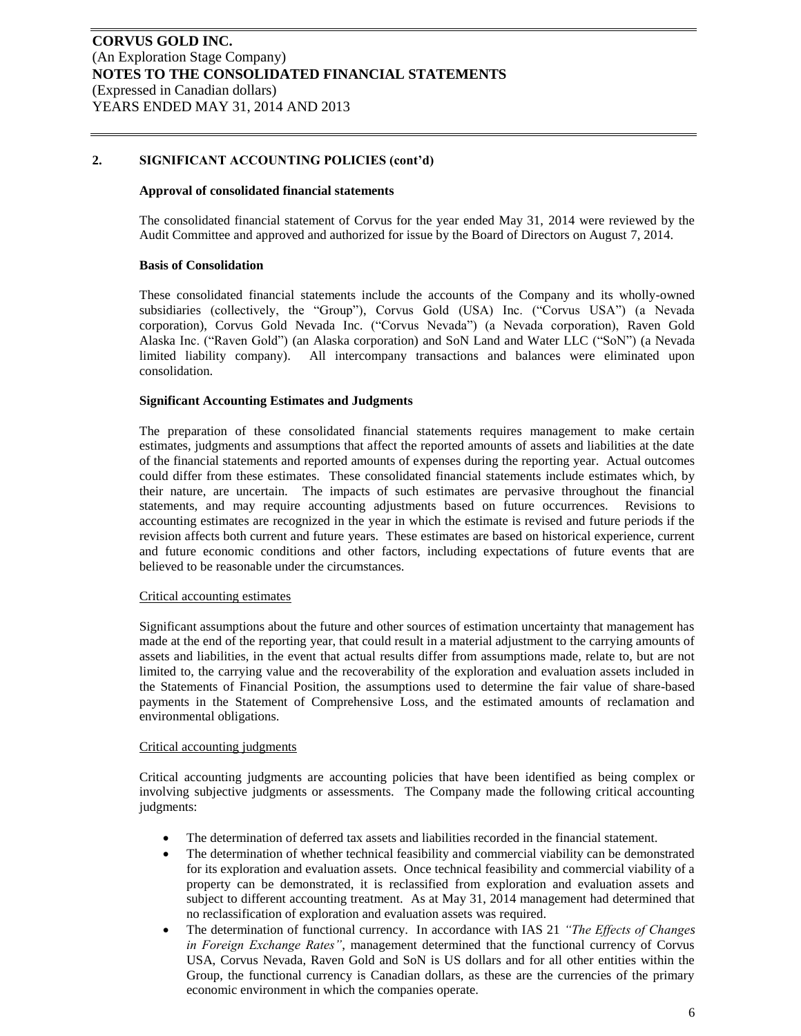## 2. SIGNIFICANT ACCOUNTING POLICIES (cont'd)

### Approval of consolidated financial statements

The consolidated financial statement of Corvus for the year ended May 31, 2014 were reviewed by the Audit Committee and approved and authorized for issue by the Board of Directors on August 7, 2014.

### Basis of Consolidation

These consolidated financial statements include the accounts of the Company and its wholly-owned subsidiaries (collectively, the "Group"), Corvus Gold (USA) Inc. ("Corvus USA") (a Nevada corporation), Corvus Gold Nevada Inc. ("Corvus Nevada") (a Nevada corporation), Raven Gold Alaska Inc. ("Raven Gold") (an Alaska corporation) and SoN Land and Water LLC ("SoN") (a Nevada limited liability company). All intercompany transactions and balances were eliminated upon consolidation.

### Significant Accounting Estimates and Judgments

The preparation of these consolidated financial statements requires management to make certain estimates, judgments and assumptions that affect the reported amounts of assets and liabilities at the date of the financial statements and reported amounts of expenses during the reporting year. Actual outcomes could differ from these estimates. These consolidated financial statements include estimates which, by their nature, are uncertain. The impacts of such estimates are pervasive throughout the financial statements, and may require accounting adjustments based on future occurrences. Revisions to accounting estimates are recognized in the year in which the estimate is revised and future periods if the revision affects both current and future years. These estimates are based on historical experience, current and future economic conditions and other factors, including expectations of future events that are believed to be reasonable under the circumstances.

Critical accounting estimates

Significant assumptions about the future and other sources of estimation uncertainty that management has made at the end of the reporting year, that could result in a material adjustment to the carrying amounts of assets and liabilities, in the event that actual results differ from assumptions made, relate to, but are not limited to, the carrying value and the recoverability of the exploration and evaluation assets included in the Statements of Financial Position, the assumptions used to determine the fair value of share-based payments in the Statement of Comprehensive Loss, and the estimated amounts of reclamation and environmental obligations.

Critical accounting judgments

Critical accounting judgments are accounting policies that have been identified as being complex or involving subjective judgments or assessments. The Company made the following critical accounting judgments:

- The determination of deferred tax assets and liabilities recorded in the financial statement.
- The determination of whether technical feasibility and commercial viability can be demonstrated for its exploration and evaluation assets. Once technical feasibility and commercial viability of a property can be demonstrated, it is reclassified from exploration and evaluation assets and subject to different accounting treatment. As at May 31, 2014 management had determined that no reclassification of exploration and evaluation assets was required.
- The determination of functional currency. In accordance with IAS 21 *"The Effects of Changes in Foreign Exchange Rates"*, management determined that the functional currency of Corvus USA, Corvus Nevada, Raven Gold and SoN is US dollars and for all other entities within the Group, the functional currency is Canadian dollars, as these are the currencies of the primary economic environment in which the companies operate.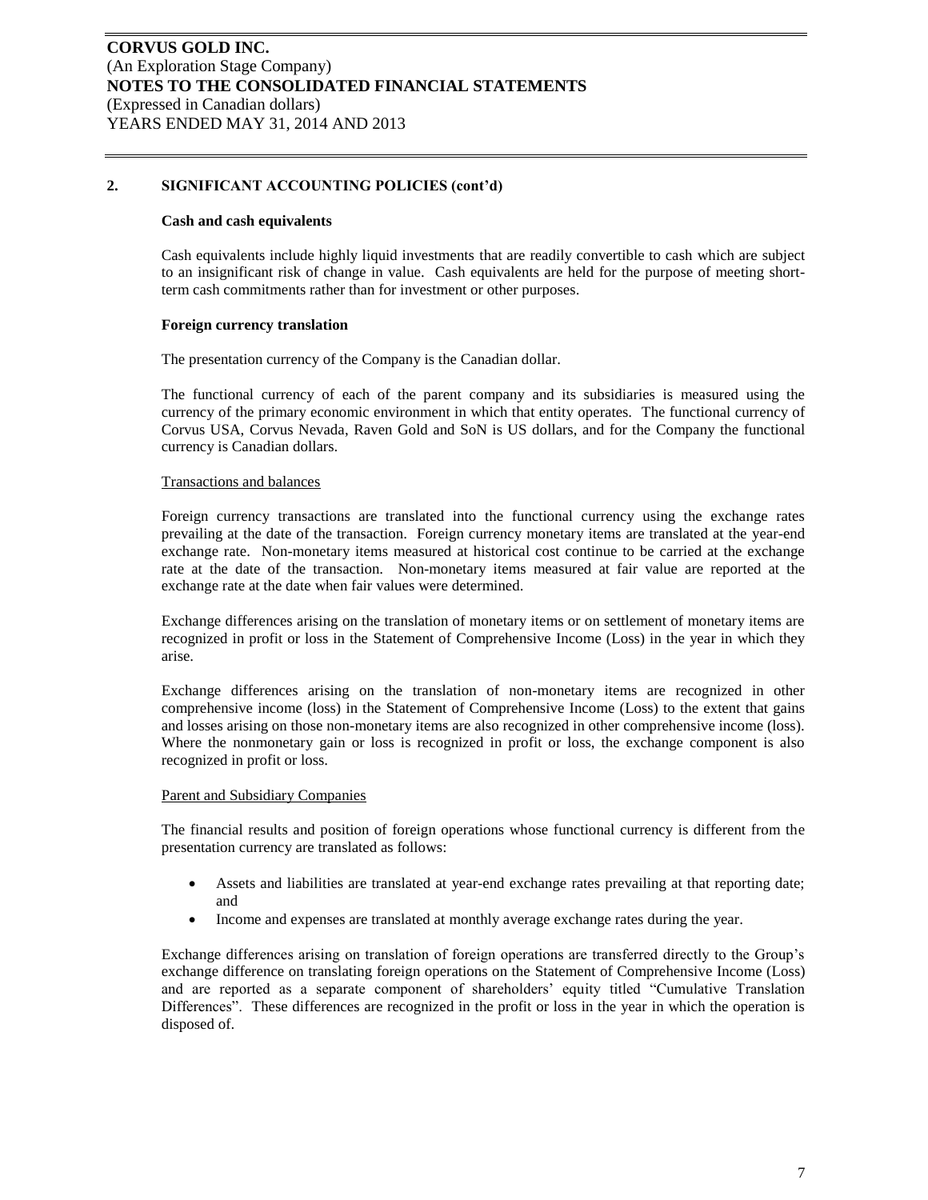## 2. SIGNIFICANT ACCOUNTING POLICIES (cont'd)

### Cash and cash equivalents

Cash equivalents include highly liquid investments that are readily convertible to cash which are subject to an insignificant risk of change in value. Cash equivalents are held for the purpose of meeting short-term cash commitments rather than for investment or other purposes.

### Foreign currency translation

The presentation currency of the Company is the Canadian dollar.

The functional currency of each of the parent company and its subsidiaries is measured using the currency of the primary economic environment in which that entity operates. The functional currency of Corvus USA, Corvus Nevada, Raven Gold and SoN is US dollars, and for the Company the functional currency is Canadian dollars.

#### Transactions and balances

Foreign currency transactions are translated into the functional currency using the exchange rates prevailing at the date of the transaction. Foreign currency monetary items are translated at the year-end exchange rate. Non-monetary items measured at historical cost continue to be carried at the exchange rate at the date of the transaction. Non-monetary items measured at fair value are reported at the exchange rate at the date when fair values were determined.

Exchange differences arising on the translation of monetary items or on settlement of monetary items are recognized in profit or loss in the Statement of Comprehensive Income (Loss) in the year in which they arise.

Exchange differences arising on the translation of non-monetary items are recognized in other comprehensive income (loss) in the Statement of Comprehensive Income (Loss) to the extent that gains and losses arising on those non-monetary items are also recognized in other comprehensive income (loss). Where the nonmonetary gain or loss is recognized in profit or loss, the exchange component is also recognized in profit or loss.

#### Parent and Subsidiary Companies

The financial results and position of foreign operations whose functional currency is different from the presentation currency are translated as follows:

- Assets and liabilities are translated at year-end exchange rates prevailing at that reporting date; and
- Income and expenses are translated at monthly average exchange rates during the year.

Exchange differences arising on translation of foreign operations are transferred directly to the Group's exchange difference on translating foreign operations on the Statement of Comprehensive Income (Loss) and are reported as a separate component of shareholders' equity titled "Cumulative Translation Differences". These differences are recognized in the profit or loss in the year in which the operation is disposed of.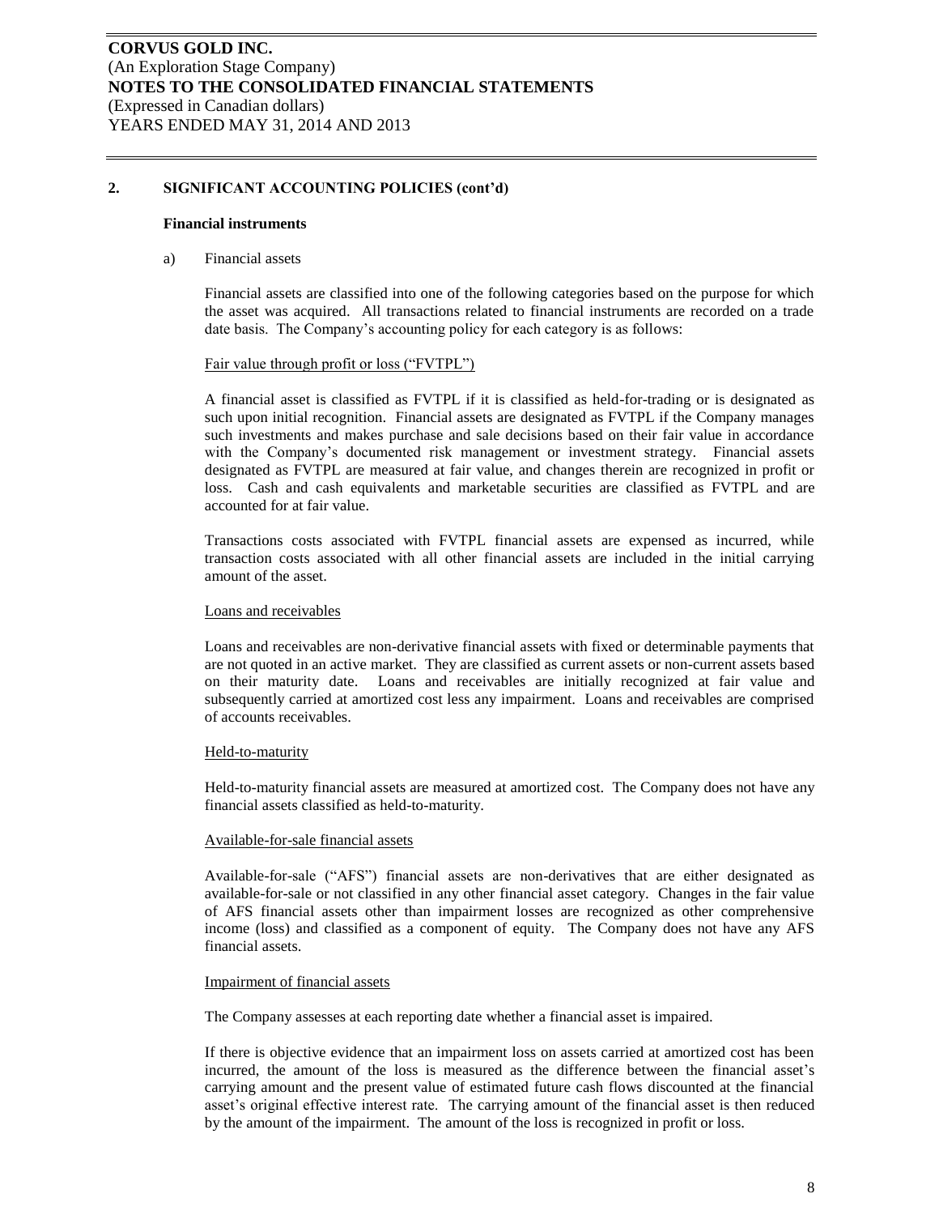## 2. SIGNIFICANT ACCOUNTING POLICIES (cont'd)

### Financial instruments

a) Financial assets

Financial assets are classified into one of the following categories based on the purpose for which the asset was acquired. All transactions related to financial instruments are recorded on a trade date basis. The Company's accounting policy for each category is as follows:

Fair value through profit or loss ("FVTPL")

A financial asset is classified as FVTPL if it is classified as held-for-trading or is designated as such upon initial recognition. Financial assets are designated as FVTPL if the Company manages such investments and makes purchase and sale decisions based on their fair value in accordance with the Company's documented risk management or investment strategy. Financial assets designated as FVTPL are measured at fair value, and changes therein are recognized in profit or loss. Cash and cash equivalents and marketable securities are classified as FVTPL and are accounted for at fair value.

Transactions costs associated with FVTPL financial assets are expensed as incurred, while transaction costs associated with all other financial assets are included in the initial carrying amount of the asset.

Loans and receivables

Loans and receivables are non-derivative financial assets with fixed or determinable payments that are not quoted in an active market. They are classified as current assets or non-current assets based on their maturity date. Loans and receivables are initially recognized at fair value and subsequently carried at amortized cost less any impairment. Loans and receivables are comprised of accounts receivables.

Held-to-maturity

Held-to-maturity financial assets are measured at amortized cost. The Company does not have any financial assets classified as held-to-maturity.

Available-for-sale financial assets

Available-for-sale ("AFS") financial assets are non-derivatives that are either designated as available-for-sale or not classified in any other financial asset category. Changes in the fair value of AFS financial assets other than impairment losses are recognized as other comprehensive income (loss) and classified as a component of equity. The Company does not have any AFS financial assets.

Impairment of financial assets

The Company assesses at each reporting date whether a financial asset is impaired.

If there is objective evidence that an impairment loss on assets carried at amortized cost has been incurred, the amount of the loss is measured as the difference between the financial asset's carrying amount and the present value of estimated future cash flows discounted at the financial asset's original effective interest rate. The carrying amount of the financial asset is then reduced by the amount of the impairment. The amount of the loss is recognized in profit or loss.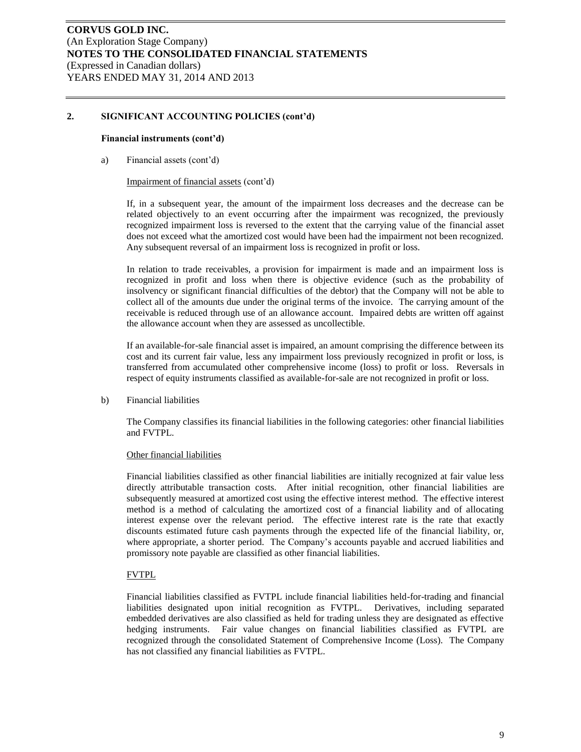## 2. SIGNIFICANT ACCOUNTING POLICIES (cont'd)

### Financial instruments (cont'd)

a) Financial assets (cont'd)

Impairment of financial assets (cont'd)

If, in a subsequent year, the amount of the impairment loss decreases and the decrease can be related objectively to an event occurring after the impairment was recognized, the previously recognized impairment loss is reversed to the extent that the carrying value of the financial asset does not exceed what the amortized cost would have been had the impairment not been recognized. Any subsequent reversal of an impairment loss is recognized in profit or loss.

In relation to trade receivables, a provision for impairment is made and an impairment loss is recognized in profit and loss when there is objective evidence (such as the probability of insolvency or significant financial difficulties of the debtor) that the Company will not be able to collect all of the amounts due under the original terms of the invoice. The carrying amount of the receivable is reduced through use of an allowance account. Impaired debts are written off against the allowance account when they are assessed as uncollectible.

If an available-for-sale financial asset is impaired, an amount comprising the difference between its cost and its current fair value, less any impairment loss previously recognized in profit or loss, is transferred from accumulated other comprehensive income (loss) to profit or loss. Reversals in respect of equity instruments classified as available-for-sale are not recognized in profit or loss.

b) Financial liabilities

The Company classifies its financial liabilities in the following categories: other financial liabilities and FVTPL.

Other financial liabilities

Financial liabilities classified as other financial liabilities are initially recognized at fair value less directly attributable transaction costs. After initial recognition, other financial liabilities are subsequently measured at amortized cost using the effective interest method. The effective interest method is a method of calculating the amortized cost of a financial liability and of allocating interest expense over the relevant period. The effective interest rate is the rate that exactly discounts estimated future cash payments through the expected life of the financial liability, or, where appropriate, a shorter period. The Company's accounts payable and accrued liabilities and promissory note payable are classified as other financial liabilities.

FVTPL

Financial liabilities classified as FVTPL include financial liabilities held-for-trading and financial liabilities designated upon initial recognition as FVTPL. Derivatives, including separated embedded derivatives are also classified as held for trading unless they are designated as effective hedging instruments. Fair value changes on financial liabilities classified as FVTPL are recognized through the consolidated Statement of Comprehensive Income (Loss). The Company has not classified any financial liabilities as FVTPL.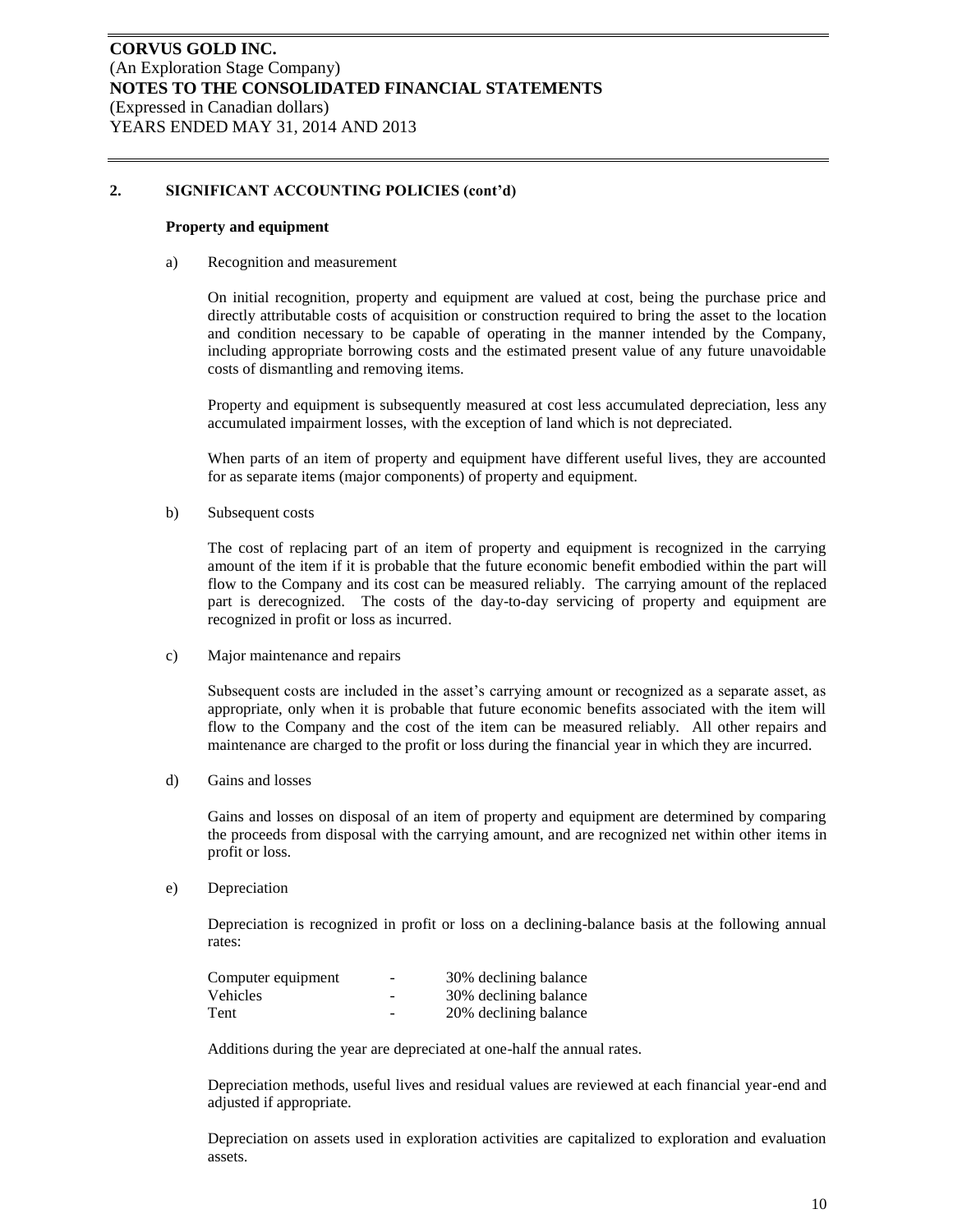## 2. SIGNIFICANT ACCOUNTING POLICIES (cont'd)

### Property and equipment

a) Recognition and measurement

On initial recognition, property and equipment are valued at cost, being the purchase price and directly attributable costs of acquisition or construction required to bring the asset to the location and condition necessary to be capable of operating in the manner intended by the Company, including appropriate borrowing costs and the estimated present value of any future unavoidable costs of dismantling and removing items.

Property and equipment is subsequently measured at cost less accumulated depreciation, less any accumulated impairment losses, with the exception of land which is not depreciated.

When parts of an item of property and equipment have different useful lives, they are accounted for as separate items (major components) of property and equipment.

b) Subsequent costs

The cost of replacing part of an item of property and equipment is recognized in the carrying amount of the item if it is probable that the future economic benefit embodied within the part will flow to the Company and its cost can be measured reliably. The carrying amount of the replaced part is derecognized. The costs of the day-to-day servicing of property and equipment are recognized in profit or loss as incurred.

c) Major maintenance and repairs

Subsequent costs are included in the asset's carrying amount or recognized as a separate asset, as appropriate, only when it is probable that future economic benefits associated with the item will flow to the Company and the cost of the item can be measured reliably. All other repairs and maintenance are charged to the profit or loss during the financial year in which they are incurred.

d) Gains and losses

Gains and losses on disposal of an item of property and equipment are determined by comparing the proceeds from disposal with the carrying amount, and are recognized net within other items in profit or loss.

e) Depreciation

Depreciation is recognized in profit or loss on a declining-balance basis at the following annual rates:

| | | |
|---|---|---|
| Computer equipment | - | 30% declining balance |
| Vehicles | - | 30% declining balance |
| Tent | - | 20% declining balance |

Additions during the year are depreciated at one-half the annual rates.

Depreciation methods, useful lives and residual values are reviewed at each financial year-end and adjusted if appropriate.

Depreciation on assets used in exploration activities are capitalized to exploration and evaluation assets.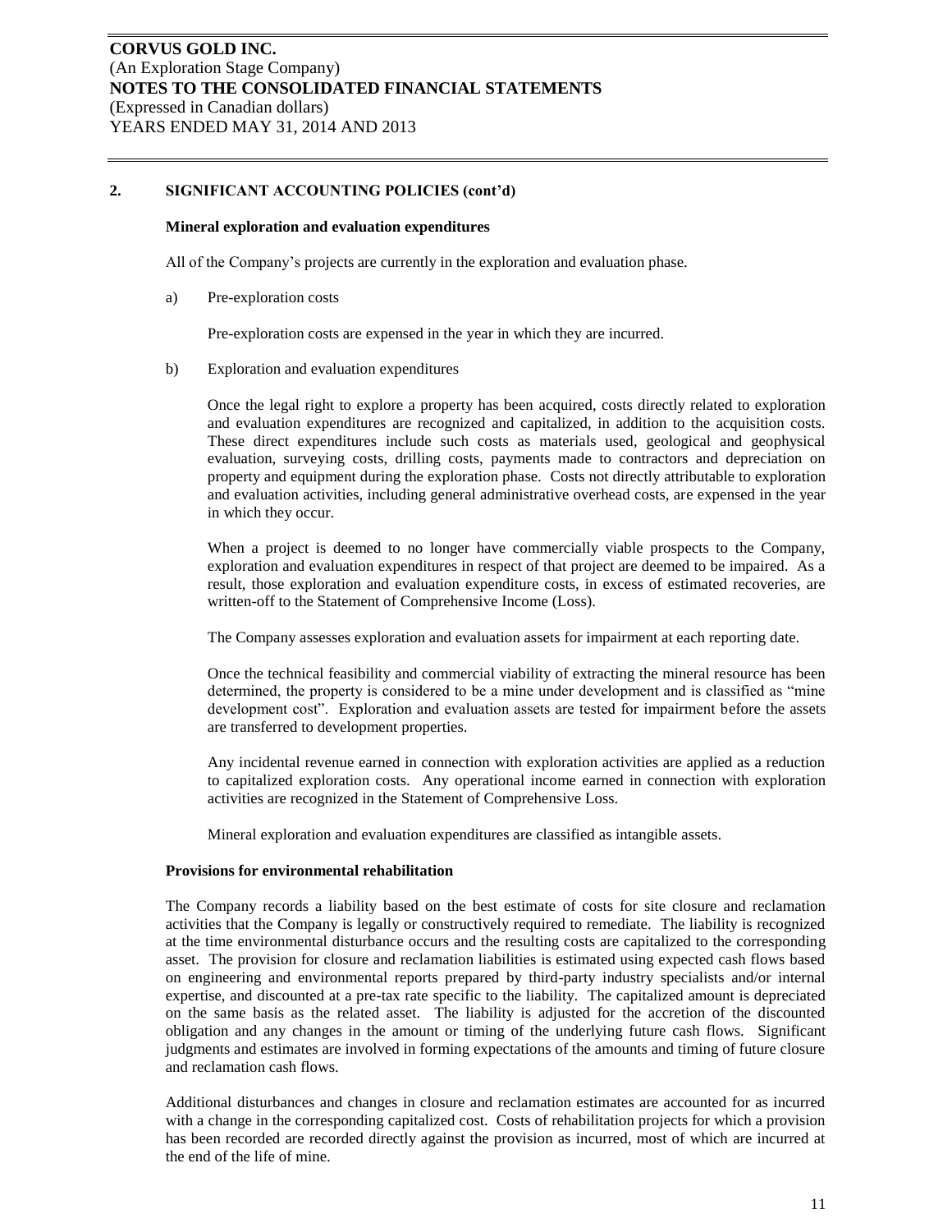## 2. SIGNIFICANT ACCOUNTING POLICIES (cont'd)

### Mineral exploration and evaluation expenditures

All of the Company's projects are currently in the exploration and evaluation phase.

a) Pre-exploration costs

Pre-exploration costs are expensed in the year in which they are incurred.

b) Exploration and evaluation expenditures

Once the legal right to explore a property has been acquired, costs directly related to exploration and evaluation expenditures are recognized and capitalized, in addition to the acquisition costs. These direct expenditures include such costs as materials used, geological and geophysical evaluation, surveying costs, drilling costs, payments made to contractors and depreciation on property and equipment during the exploration phase. Costs not directly attributable to exploration and evaluation activities, including general administrative overhead costs, are expensed in the year in which they occur.

When a project is deemed to no longer have commercially viable prospects to the Company, exploration and evaluation expenditures in respect of that project are deemed to be impaired. As a result, those exploration and evaluation expenditure costs, in excess of estimated recoveries, are written-off to the Statement of Comprehensive Income (Loss).

The Company assesses exploration and evaluation assets for impairment at each reporting date.

Once the technical feasibility and commercial viability of extracting the mineral resource has been determined, the property is considered to be a mine under development and is classified as "mine development cost". Exploration and evaluation assets are tested for impairment before the assets are transferred to development properties.

Any incidental revenue earned in connection with exploration activities are applied as a reduction to capitalized exploration costs. Any operational income earned in connection with exploration activities are recognized in the Statement of Comprehensive Loss.

Mineral exploration and evaluation expenditures are classified as intangible assets.

### Provisions for environmental rehabilitation

The Company records a liability based on the best estimate of costs for site closure and reclamation activities that the Company is legally or constructively required to remediate. The liability is recognized at the time environmental disturbance occurs and the resulting costs are capitalized to the corresponding asset. The provision for closure and reclamation liabilities is estimated using expected cash flows based on engineering and environmental reports prepared by third-party industry specialists and/or internal expertise, and discounted at a pre-tax rate specific to the liability. The capitalized amount is depreciated on the same basis as the related asset. The liability is adjusted for the accretion of the discounted obligation and any changes in the amount or timing of the underlying future cash flows. Significant judgments and estimates are involved in forming expectations of the amounts and timing of future closure and reclamation cash flows.

Additional disturbances and changes in closure and reclamation estimates are accounted for as incurred with a change in the corresponding capitalized cost. Costs of rehabilitation projects for which a provision has been recorded are recorded directly against the provision as incurred, most of which are incurred at the end of the life of mine.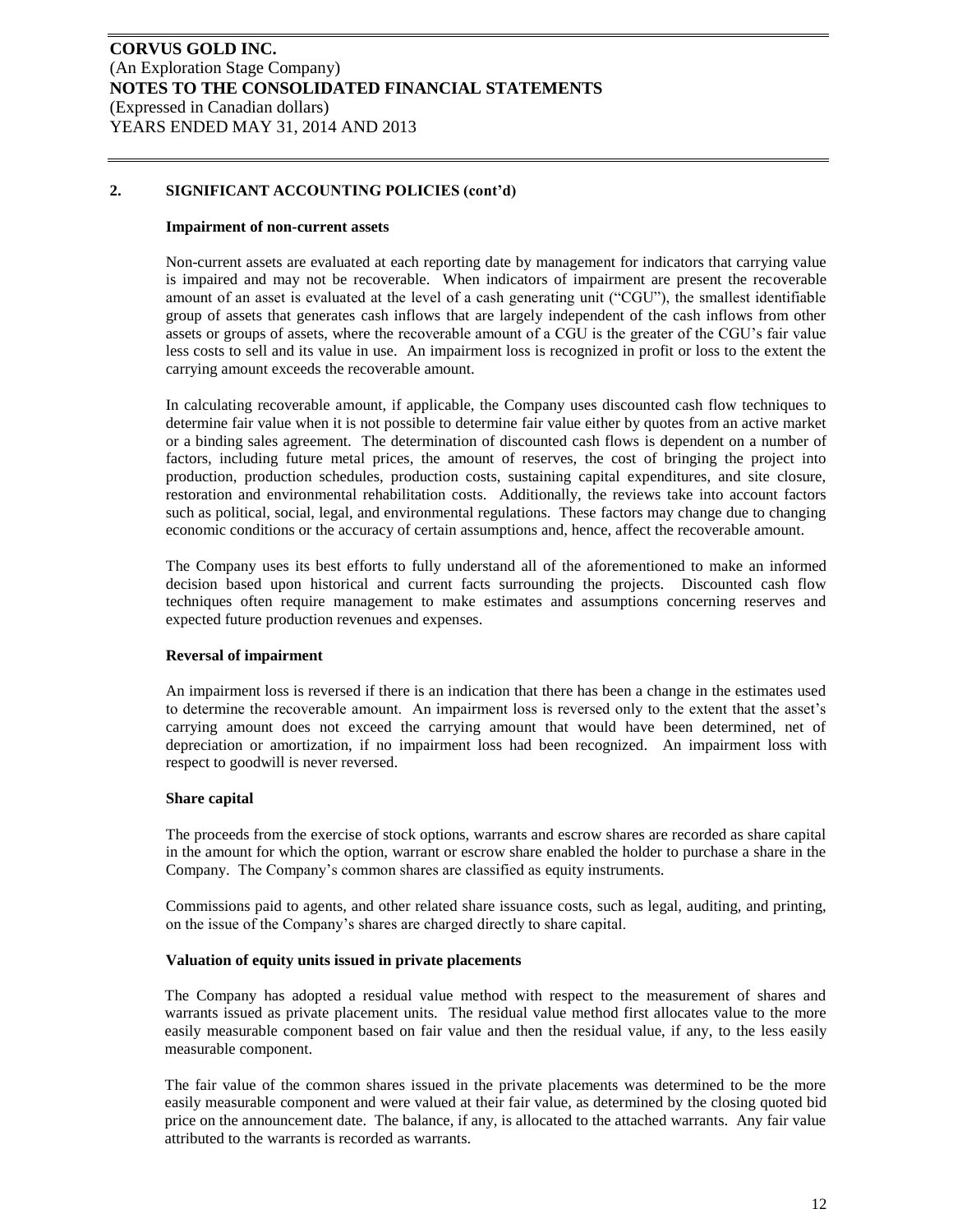## 2. SIGNIFICANT ACCOUNTING POLICIES (cont'd)

### Impairment of non-current assets

Non-current assets are evaluated at each reporting date by management for indicators that carrying value is impaired and may not be recoverable. When indicators of impairment are present the recoverable amount of an asset is evaluated at the level of a cash generating unit ("CGU"), the smallest identifiable group of assets that generates cash inflows that are largely independent of the cash inflows from other assets or groups of assets, where the recoverable amount of a CGU is the greater of the CGU's fair value less costs to sell and its value in use. An impairment loss is recognized in profit or loss to the extent the carrying amount exceeds the recoverable amount.

In calculating recoverable amount, if applicable, the Company uses discounted cash flow techniques to determine fair value when it is not possible to determine fair value either by quotes from an active market or a binding sales agreement. The determination of discounted cash flows is dependent on a number of factors, including future metal prices, the amount of reserves, the cost of bringing the project into production, production schedules, production costs, sustaining capital expenditures, and site closure, restoration and environmental rehabilitation costs. Additionally, the reviews take into account factors such as political, social, legal, and environmental regulations. These factors may change due to changing economic conditions or the accuracy of certain assumptions and, hence, affect the recoverable amount.

The Company uses its best efforts to fully understand all of the aforementioned to make an informed decision based upon historical and current facts surrounding the projects. Discounted cash flow techniques often require management to make estimates and assumptions concerning reserves and expected future production revenues and expenses.

### Reversal of impairment

An impairment loss is reversed if there is an indication that there has been a change in the estimates used to determine the recoverable amount. An impairment loss is reversed only to the extent that the asset's carrying amount does not exceed the carrying amount that would have been determined, net of depreciation or amortization, if no impairment loss had been recognized. An impairment loss with respect to goodwill is never reversed.

### Share capital

The proceeds from the exercise of stock options, warrants and escrow shares are recorded as share capital in the amount for which the option, warrant or escrow share enabled the holder to purchase a share in the Company. The Company's common shares are classified as equity instruments.

Commissions paid to agents, and other related share issuance costs, such as legal, auditing, and printing, on the issue of the Company's shares are charged directly to share capital.

### Valuation of equity units issued in private placements

The Company has adopted a residual value method with respect to the measurement of shares and warrants issued as private placement units. The residual value method first allocates value to the more easily measurable component based on fair value and then the residual value, if any, to the less easily measurable component.

The fair value of the common shares issued in the private placements was determined to be the more easily measurable component and were valued at their fair value, as determined by the closing quoted bid price on the announcement date. The balance, if any, is allocated to the attached warrants. Any fair value attributed to the warrants is recorded as warrants.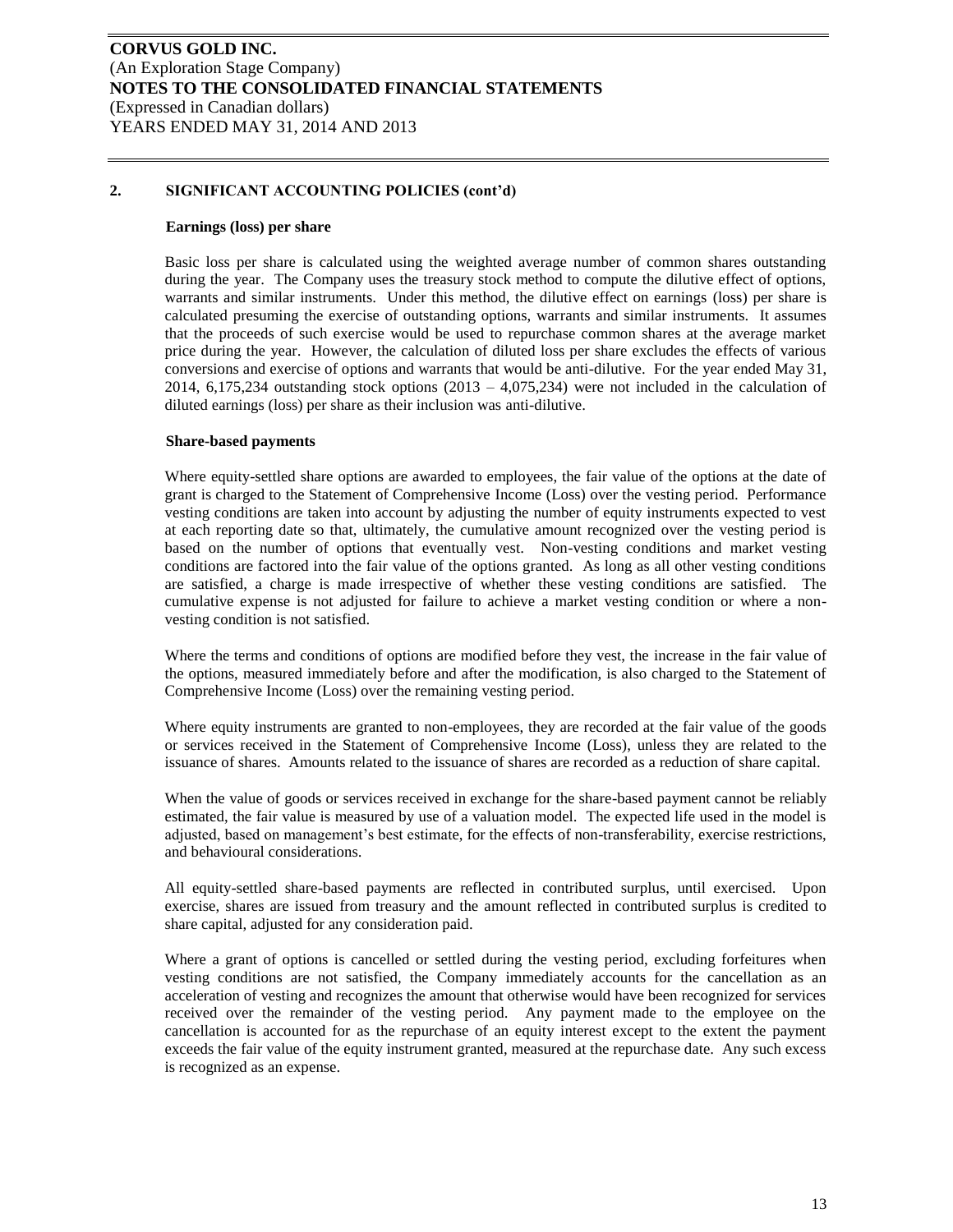## 2. SIGNIFICANT ACCOUNTING POLICIES (cont'd)

### Earnings (loss) per share

Basic loss per share is calculated using the weighted average number of common shares outstanding during the year. The Company uses the treasury stock method to compute the dilutive effect of options, warrants and similar instruments. Under this method, the dilutive effect on earnings (loss) per share is calculated presuming the exercise of outstanding options, warrants and similar instruments. It assumes that the proceeds of such exercise would be used to repurchase common shares at the average market price during the year. However, the calculation of diluted loss per share excludes the effects of various conversions and exercise of options and warrants that would be anti-dilutive. For the year ended May 31, 2014, 6,175,234 outstanding stock options (2013 – 4,075,234) were not included in the calculation of diluted earnings (loss) per share as their inclusion was anti-dilutive.

### Share-based payments

Where equity-settled share options are awarded to employees, the fair value of the options at the date of grant is charged to the Statement of Comprehensive Income (Loss) over the vesting period. Performance vesting conditions are taken into account by adjusting the number of equity instruments expected to vest at each reporting date so that, ultimately, the cumulative amount recognized over the vesting period is based on the number of options that eventually vest. Non-vesting conditions and market vesting conditions are factored into the fair value of the options granted. As long as all other vesting conditions are satisfied, a charge is made irrespective of whether these vesting conditions are satisfied. The cumulative expense is not adjusted for failure to achieve a market vesting condition or where a non-vesting condition is not satisfied.

Where the terms and conditions of options are modified before they vest, the increase in the fair value of the options, measured immediately before and after the modification, is also charged to the Statement of Comprehensive Income (Loss) over the remaining vesting period.

Where equity instruments are granted to non-employees, they are recorded at the fair value of the goods or services received in the Statement of Comprehensive Income (Loss), unless they are related to the issuance of shares. Amounts related to the issuance of shares are recorded as a reduction of share capital.

When the value of goods or services received in exchange for the share-based payment cannot be reliably estimated, the fair value is measured by use of a valuation model. The expected life used in the model is adjusted, based on management's best estimate, for the effects of non-transferability, exercise restrictions, and behavioural considerations.

All equity-settled share-based payments are reflected in contributed surplus, until exercised. Upon exercise, shares are issued from treasury and the amount reflected in contributed surplus is credited to share capital, adjusted for any consideration paid.

Where a grant of options is cancelled or settled during the vesting period, excluding forfeitures when vesting conditions are not satisfied, the Company immediately accounts for the cancellation as an acceleration of vesting and recognizes the amount that otherwise would have been recognized for services received over the remainder of the vesting period. Any payment made to the employee on the cancellation is accounted for as the repurchase of an equity interest except to the extent the payment exceeds the fair value of the equity instrument granted, measured at the repurchase date. Any such excess is recognized as an expense.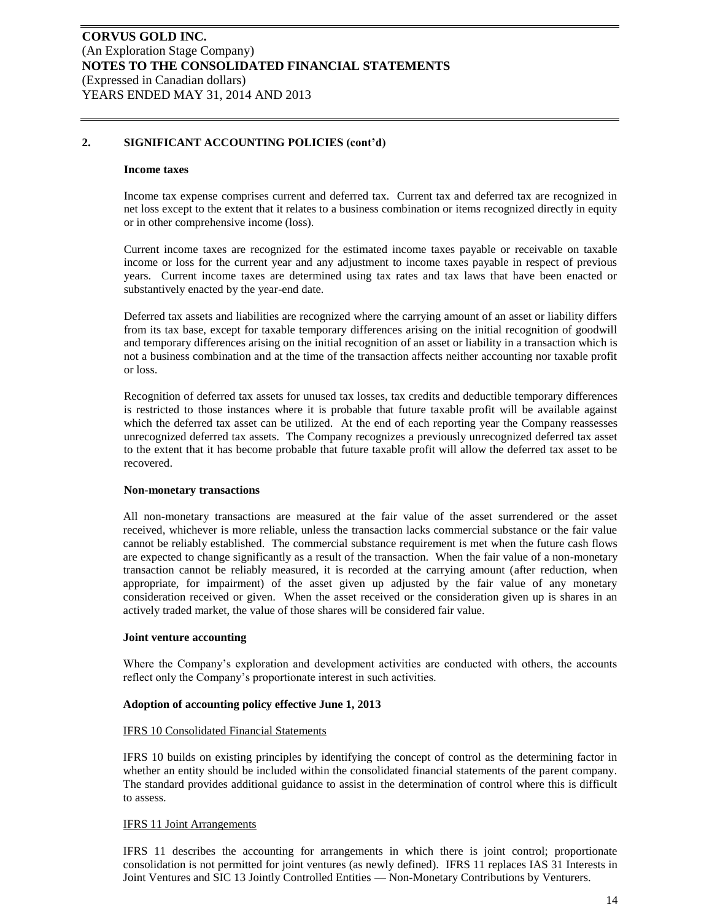## 2. SIGNIFICANT ACCOUNTING POLICIES (cont'd)

**Income taxes**

Income tax expense comprises current and deferred tax. Current tax and deferred tax are recognized in net loss except to the extent that it relates to a business combination or items recognized directly in equity or in other comprehensive income (loss).

Current income taxes are recognized for the estimated income taxes payable or receivable on taxable income or loss for the current year and any adjustment to income taxes payable in respect of previous years. Current income taxes are determined using tax rates and tax laws that have been enacted or substantively enacted by the year-end date.

Deferred tax assets and liabilities are recognized where the carrying amount of an asset or liability differs from its tax base, except for taxable temporary differences arising on the initial recognition of goodwill and temporary differences arising on the initial recognition of an asset or liability in a transaction which is not a business combination and at the time of the transaction affects neither accounting nor taxable profit or loss.

Recognition of deferred tax assets for unused tax losses, tax credits and deductible temporary differences is restricted to those instances where it is probable that future taxable profit will be available against which the deferred tax asset can be utilized. At the end of each reporting year the Company reassesses unrecognized deferred tax assets. The Company recognizes a previously unrecognized deferred tax asset to the extent that it has become probable that future taxable profit will allow the deferred tax asset to be recovered.

**Non-monetary transactions**

All non-monetary transactions are measured at the fair value of the asset surrendered or the asset received, whichever is more reliable, unless the transaction lacks commercial substance or the fair value cannot be reliably established. The commercial substance requirement is met when the future cash flows are expected to change significantly as a result of the transaction. When the fair value of a non-monetary transaction cannot be reliably measured, it is recorded at the carrying amount (after reduction, when appropriate, for impairment) of the asset given up adjusted by the fair value of any monetary consideration received or given. When the asset received or the consideration given up is shares in an actively traded market, the value of those shares will be considered fair value.

**Joint venture accounting**

Where the Company's exploration and development activities are conducted with others, the accounts reflect only the Company's proportionate interest in such activities.

**Adoption of accounting policy effective June 1, 2013**

IFRS 10 Consolidated Financial Statements

IFRS 10 builds on existing principles by identifying the concept of control as the determining factor in whether an entity should be included within the consolidated financial statements of the parent company. The standard provides additional guidance to assist in the determination of control where this is difficult to assess.

IFRS 11 Joint Arrangements

IFRS 11 describes the accounting for arrangements in which there is joint control; proportionate consolidation is not permitted for joint ventures (as newly defined). IFRS 11 replaces IAS 31 Interests in Joint Ventures and SIC 13 Jointly Controlled Entities — Non-Monetary Contributions by Venturers.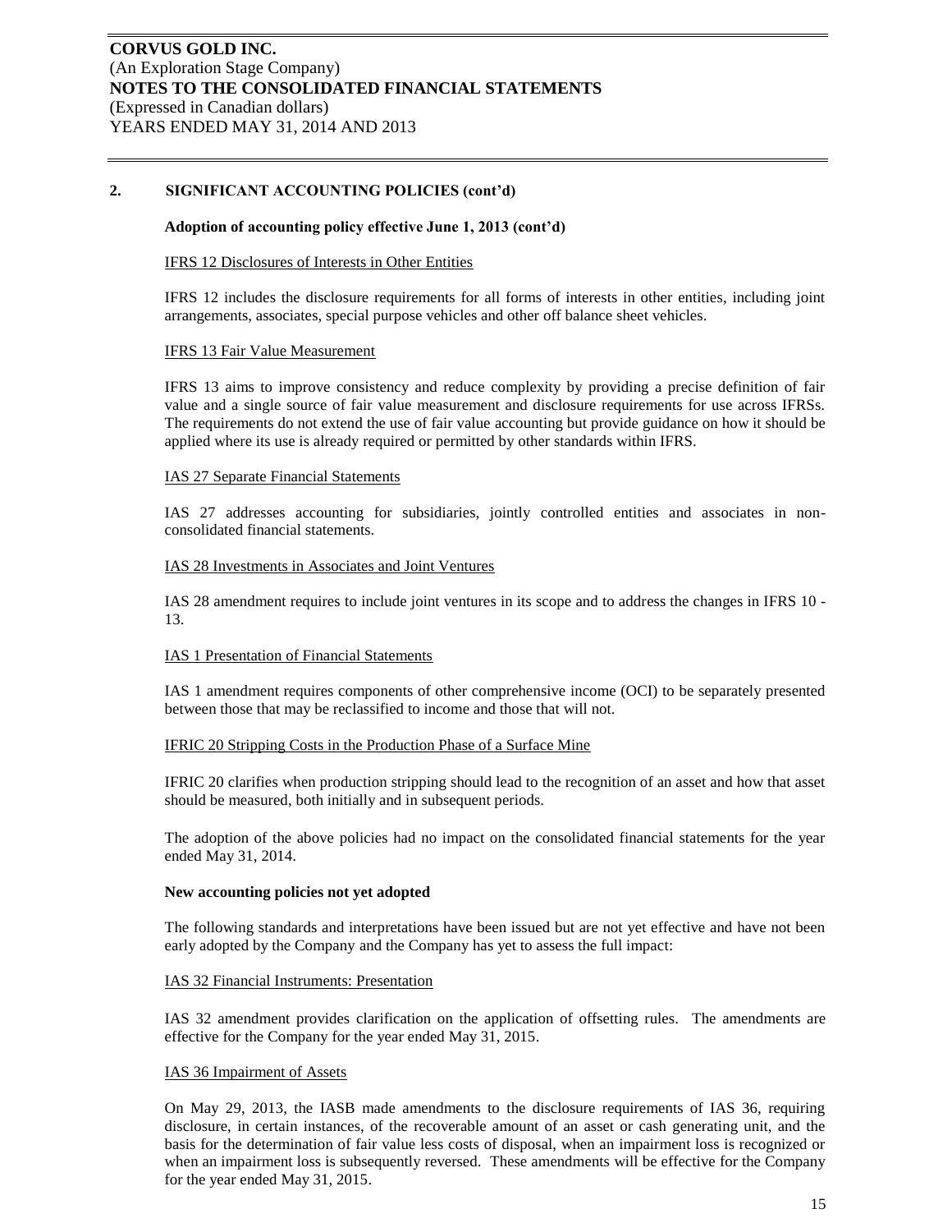## 2. SIGNIFICANT ACCOUNTING POLICIES (cont'd)

**Adoption of accounting policy effective June 1, 2013 (cont'd)**

IFRS 12 Disclosures of Interests in Other Entities

IFRS 12 includes the disclosure requirements for all forms of interests in other entities, including joint arrangements, associates, special purpose vehicles and other off balance sheet vehicles.

IFRS 13 Fair Value Measurement

IFRS 13 aims to improve consistency and reduce complexity by providing a precise definition of fair value and a single source of fair value measurement and disclosure requirements for use across IFRSs. The requirements do not extend the use of fair value accounting but provide guidance on how it should be applied where its use is already required or permitted by other standards within IFRS.

IAS 27 Separate Financial Statements

IAS 27 addresses accounting for subsidiaries, jointly controlled entities and associates in non-consolidated financial statements.

IAS 28 Investments in Associates and Joint Ventures

IAS 28 amendment requires to include joint ventures in its scope and to address the changes in IFRS 10 - 13.

IAS 1 Presentation of Financial Statements

IAS 1 amendment requires components of other comprehensive income (OCI) to be separately presented between those that may be reclassified to income and those that will not.

IFRIC 20 Stripping Costs in the Production Phase of a Surface Mine

IFRIC 20 clarifies when production stripping should lead to the recognition of an asset and how that asset should be measured, both initially and in subsequent periods.

The adoption of the above policies had no impact on the consolidated financial statements for the year ended May 31, 2014.

**New accounting policies not yet adopted**

The following standards and interpretations have been issued but are not yet effective and have not been early adopted by the Company and the Company has yet to assess the full impact:

IAS 32 Financial Instruments: Presentation

IAS 32 amendment provides clarification on the application of offsetting rules. The amendments are effective for the Company for the year ended May 31, 2015.

IAS 36 Impairment of Assets

On May 29, 2013, the IASB made amendments to the disclosure requirements of IAS 36, requiring disclosure, in certain instances, of the recoverable amount of an asset or cash generating unit, and the basis for the determination of fair value less costs of disposal, when an impairment loss is recognized or when an impairment loss is subsequently reversed. These amendments will be effective for the Company for the year ended May 31, 2015.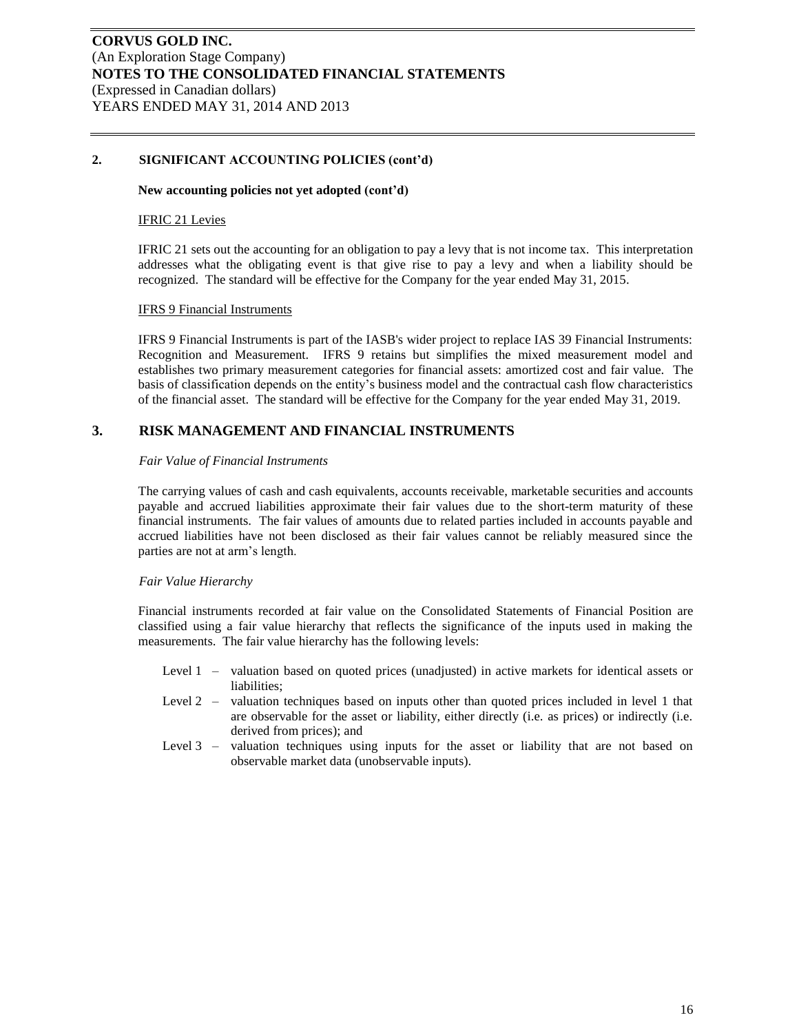## 2. SIGNIFICANT ACCOUNTING POLICIES (cont'd)

**New accounting policies not yet adopted (cont'd)**

IFRIC 21 Levies

IFRIC 21 sets out the accounting for an obligation to pay a levy that is not income tax. This interpretation addresses what the obligating event is that give rise to pay a levy and when a liability should be recognized. The standard will be effective for the Company for the year ended May 31, 2015.

IFRS 9 Financial Instruments

IFRS 9 Financial Instruments is part of the IASB's wider project to replace IAS 39 Financial Instruments: Recognition and Measurement. IFRS 9 retains but simplifies the mixed measurement model and establishes two primary measurement categories for financial assets: amortized cost and fair value. The basis of classification depends on the entity's business model and the contractual cash flow characteristics of the financial asset. The standard will be effective for the Company for the year ended May 31, 2019.

## 3. RISK MANAGEMENT AND FINANCIAL INSTRUMENTS

*Fair Value of Financial Instruments*

The carrying values of cash and cash equivalents, accounts receivable, marketable securities and accounts payable and accrued liabilities approximate their fair values due to the short-term maturity of these financial instruments. The fair values of amounts due to related parties included in accounts payable and accrued liabilities have not been disclosed as their fair values cannot be reliably measured since the parties are not at arm's length.

*Fair Value Hierarchy*

Financial instruments recorded at fair value on the Consolidated Statements of Financial Position are classified using a fair value hierarchy that reflects the significance of the inputs used in making the measurements. The fair value hierarchy has the following levels:

- Level 1 – valuation based on quoted prices (unadjusted) in active markets for identical assets or liabilities;
- Level 2 – valuation techniques based on inputs other than quoted prices included in level 1 that are observable for the asset or liability, either directly (i.e. as prices) or indirectly (i.e. derived from prices); and
- Level 3 – valuation techniques using inputs for the asset or liability that are not based on observable market data (unobservable inputs).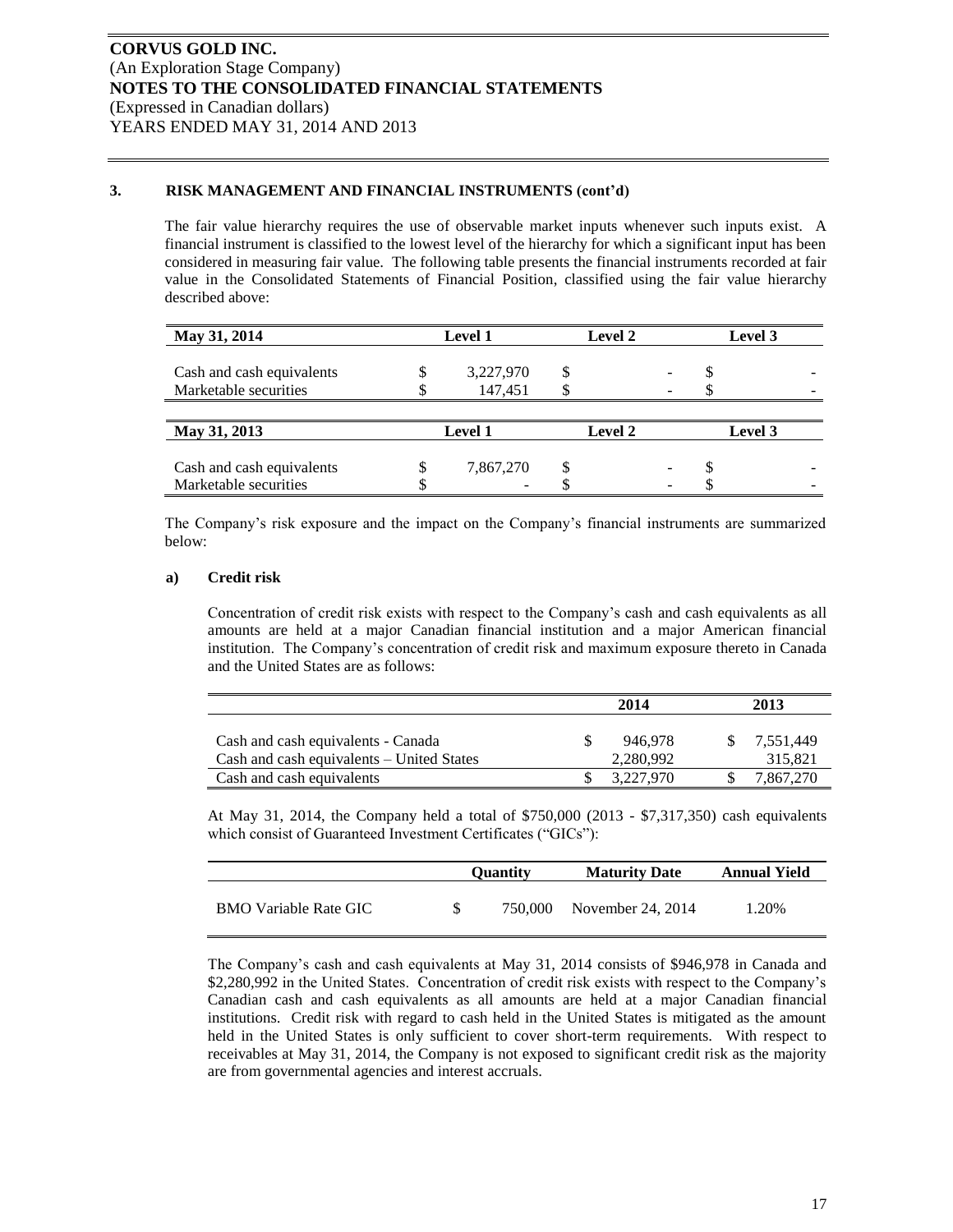**CORVUS GOLD INC.**
(An Exploration Stage Company)
**NOTES TO THE CONSOLIDATED FINANCIAL STATEMENTS**
(Expressed in Canadian dollars)
YEARS ENDED MAY 31, 2014 AND 2013

### 3. RISK MANAGEMENT AND FINANCIAL INSTRUMENTS (cont'd)

The fair value hierarchy requires the use of observable market inputs whenever such inputs exist. A financial instrument is classified to the lowest level of the hierarchy for which a significant input has been considered in measuring fair value. The following table presents the financial instruments recorded at fair value in the Consolidated Statements of Financial Position, classified using the fair value hierarchy described above:

| May 31, 2014 | Level 1 | Level 2 | Level 3 |
|---|---|---|---|
| Cash and cash equivalents | $ 3,227,970 | $ - | $ - |
| Marketable securities | $ 147,451 | $ - | $ - |

| May 31, 2013 | Level 1 | Level 2 | Level 3 |
|---|---|---|---|
| Cash and cash equivalents | $ 7,867,270 | $ - | $ - |
| Marketable securities | $ - | $ - | $ - |

The Company's risk exposure and the impact on the Company's financial instruments are summarized below:

#### a) Credit risk

Concentration of credit risk exists with respect to the Company's cash and cash equivalents as all amounts are held at a major Canadian financial institution and a major American financial institution. The Company's concentration of credit risk and maximum exposure thereto in Canada and the United States are as follows:

| | 2014 | 2013 |
|---|---|---|
| Cash and cash equivalents - Canada | $ 946,978 | $ 7,551,449 |
| Cash and cash equivalents – United States | 2,280,992 | 315,821 |
| Cash and cash equivalents | $ 3,227,970 | $ 7,867,270 |

At May 31, 2014, the Company held a total of $750,000 (2013 - $7,317,350) cash equivalents which consist of Guaranteed Investment Certificates ("GICs"):

| | Quantity | Maturity Date | Annual Yield |
|---|---|---|---|
| BMO Variable Rate GIC | $ 750,000 | November 24, 2014 | 1.20% |

The Company's cash and cash equivalents at May 31, 2014 consists of $946,978 in Canada and $2,280,992 in the United States. Concentration of credit risk exists with respect to the Company's Canadian cash and cash equivalents as all amounts are held at a major Canadian financial institutions. Credit risk with regard to cash held in the United States is mitigated as the amount held in the United States is only sufficient to cover short-term requirements. With respect to receivables at May 31, 2014, the Company is not exposed to significant credit risk as the majority are from governmental agencies and interest accruals.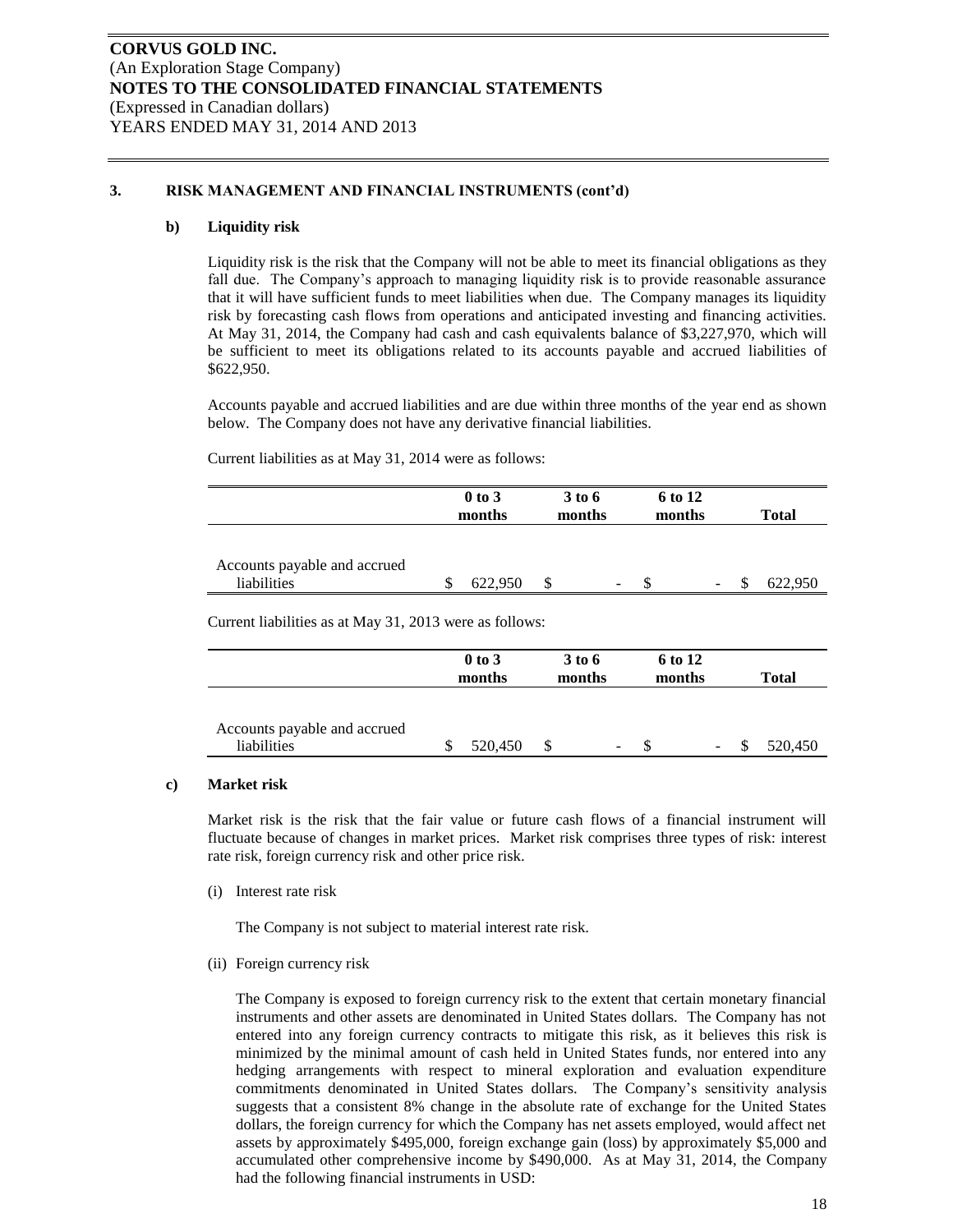### 3. RISK MANAGEMENT AND FINANCIAL INSTRUMENTS (cont'd)

#### b) Liquidity risk

Liquidity risk is the risk that the Company will not be able to meet its financial obligations as they fall due. The Company's approach to managing liquidity risk is to provide reasonable assurance that it will have sufficient funds to meet liabilities when due. The Company manages its liquidity risk by forecasting cash flows from operations and anticipated investing and financing activities. At May 31, 2014, the Company had cash and cash equivalents balance of $3,227,970, which will be sufficient to meet its obligations related to its accounts payable and accrued liabilities of $622,950.

Accounts payable and accrued liabilities and are due within three months of the year end as shown below. The Company does not have any derivative financial liabilities.

Current liabilities as at May 31, 2014 were as follows:

| | 0 to 3 months | 3 to 6 months | 6 to 12 months | Total |
|---|---|---|---|---|
| Accounts payable and accrued liabilities | $ 622,950 | $ - | $ - | $ 622,950 |

Current liabilities as at May 31, 2013 were as follows:

| | 0 to 3 months | 3 to 6 months | 6 to 12 months | Total |
|---|---|---|---|---|
| Accounts payable and accrued liabilities | $ 520,450 | $ - | $ - | $ 520,450 |

#### c) Market risk

Market risk is the risk that the fair value or future cash flows of a financial instrument will fluctuate because of changes in market prices. Market risk comprises three types of risk: interest rate risk, foreign currency risk and other price risk.

(i) Interest rate risk

The Company is not subject to material interest rate risk.

(ii) Foreign currency risk

The Company is exposed to foreign currency risk to the extent that certain monetary financial instruments and other assets are denominated in United States dollars. The Company has not entered into any foreign currency contracts to mitigate this risk, as it believes this risk is minimized by the minimal amount of cash held in United States funds, nor entered into any hedging arrangements with respect to mineral exploration and evaluation expenditure commitments denominated in United States dollars. The Company's sensitivity analysis suggests that a consistent 8% change in the absolute rate of exchange for the United States dollars, the foreign currency for which the Company has net assets employed, would affect net assets by approximately $495,000, foreign exchange gain (loss) by approximately $5,000 and accumulated other comprehensive income by $490,000. As at May 31, 2014, the Company had the following financial instruments in USD: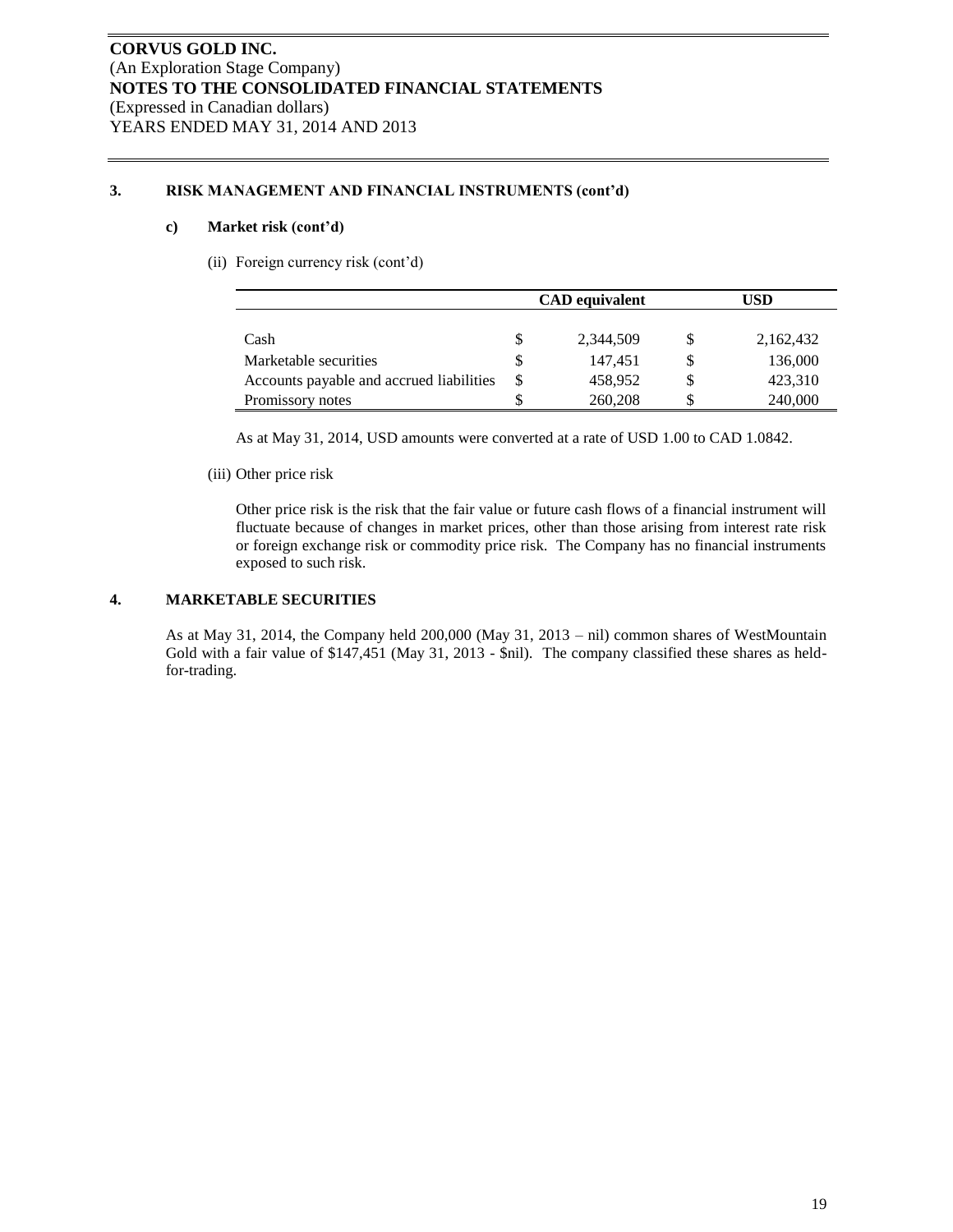**CORVUS GOLD INC.**
(An Exploration Stage Company)
**NOTES TO THE CONSOLIDATED FINANCIAL STATEMENTS**
(Expressed in Canadian dollars)
YEARS ENDED MAY 31, 2014 AND 2013

## 3. RISK MANAGEMENT AND FINANCIAL INSTRUMENTS (cont'd)

### c) Market risk (cont'd)

(ii) Foreign currency risk (cont'd)

| | CAD equivalent | USD |
|---|---|---|
| Cash | $ 2,344,509 | $ 2,162,432 |
| Marketable securities | $ 147,451 | $ 136,000 |
| Accounts payable and accrued liabilities | $ 458,952 | $ 423,310 |
| Promissory notes | $ 260,208 | $ 240,000 |

As at May 31, 2014, USD amounts were converted at a rate of USD 1.00 to CAD 1.0842.

(iii) Other price risk

Other price risk is the risk that the fair value or future cash flows of a financial instrument will fluctuate because of changes in market prices, other than those arising from interest rate risk or foreign exchange risk or commodity price risk. The Company has no financial instruments exposed to such risk.

## 4. MARKETABLE SECURITIES

As at May 31, 2014, the Company held 200,000 (May 31, 2013 – nil) common shares of WestMountain Gold with a fair value of $147,451 (May 31, 2013 - $nil). The company classified these shares as held-for-trading.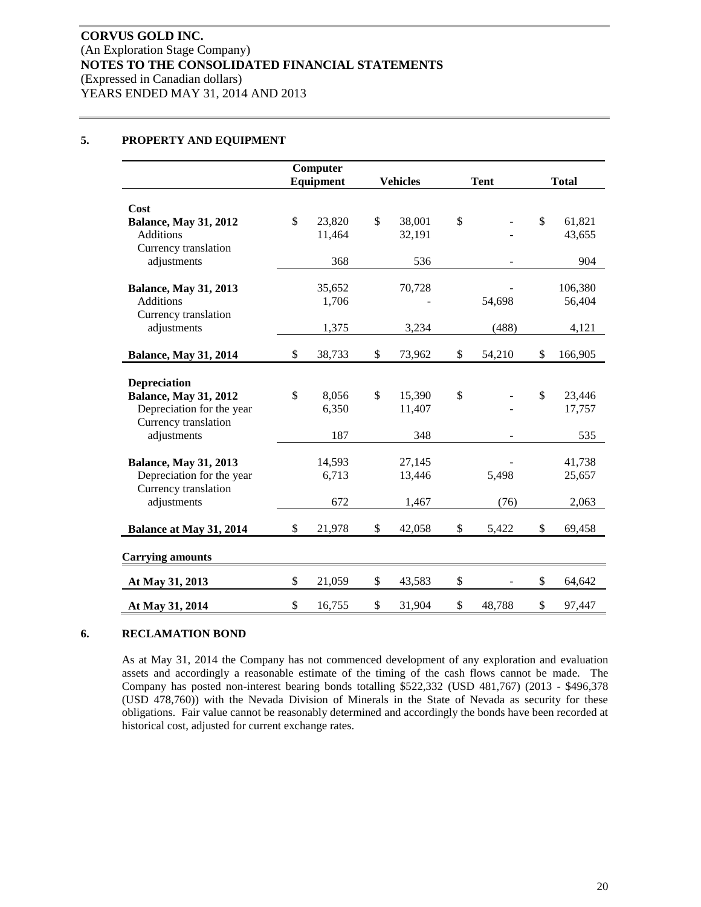## 5. PROPERTY AND EQUIPMENT

| | Computer Equipment | Vehicles | Tent | Total |
|---|---|---|---|---|
| **Cost** | | | | |
| **Balance, May 31, 2012** | $ 23,820 | $ 38,001 | $ - | $ 61,821 |
| Additions | 11,464 | 32,191 | - | 43,655 |
| Currency translation adjustments | 368 | 536 | - | 904 |
| **Balance, May 31, 2013** | 35,652 | 70,728 | - | 106,380 |
| Additions | 1,706 | - | 54,698 | 56,404 |
| Currency translation adjustments | 1,375 | 3,234 | (488) | 4,121 |
| **Balance, May 31, 2014** | $ 38,733 | $ 73,962 | $ 54,210 | $ 166,905 |
| **Depreciation** | | | | |
| **Balance, May 31, 2012** | $ 8,056 | $ 15,390 | $ - | $ 23,446 |
| Depreciation for the year | 6,350 | 11,407 | - | 17,757 |
| Currency translation adjustments | 187 | 348 | - | 535 |
| **Balance, May 31, 2013** | 14,593 | 27,145 | - | 41,738 |
| Depreciation for the year | 6,713 | 13,446 | 5,498 | 25,657 |
| Currency translation adjustments | 672 | 1,467 | (76) | 2,063 |
| **Balance at May 31, 2014** | $ 21,978 | $ 42,058 | $ 5,422 | $ 69,458 |
| **Carrying amounts** | | | | |
| **At May 31, 2013** | $ 21,059 | $ 43,583 | $ - | $ 64,642 |
| **At May 31, 2014** | $ 16,755 | $ 31,904 | $ 48,788 | $ 97,447 |

## 6. RECLAMATION BOND

As at May 31, 2014 the Company has not commenced development of any exploration and evaluation assets and accordingly a reasonable estimate of the timing of the cash flows cannot be made. The Company has posted non-interest bearing bonds totalling $522,332 (USD 481,767) (2013 - $496,378 (USD 478,760)) with the Nevada Division of Minerals in the State of Nevada as security for these obligations. Fair value cannot be reasonably determined and accordingly the bonds have been recorded at historical cost, adjusted for current exchange rates.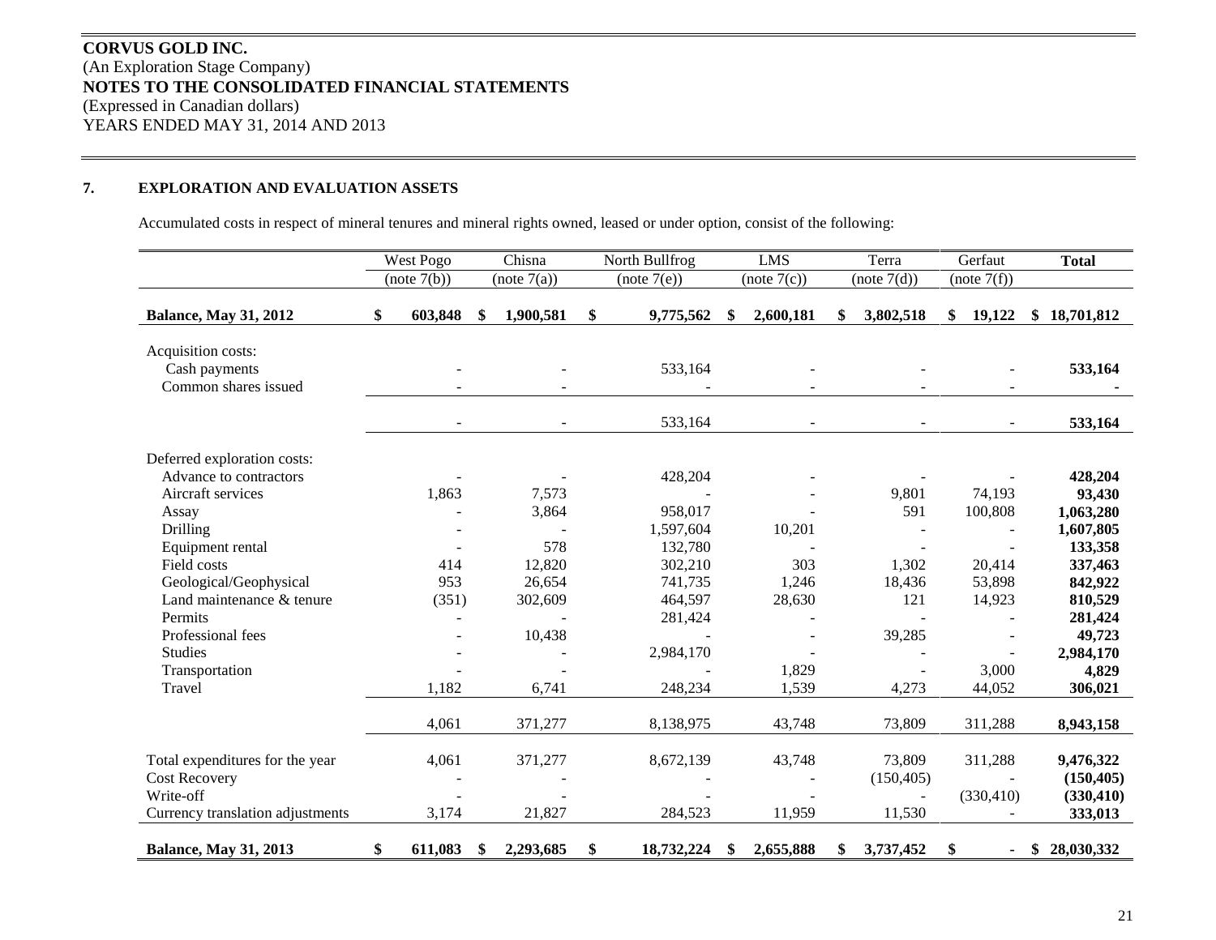**CORVUS GOLD INC.**
(An Exploration Stage Company)
**NOTES TO THE CONSOLIDATED FINANCIAL STATEMENTS**
(Expressed in Canadian dollars)
YEARS ENDED MAY 31, 2014 AND 2013

## 7. EXPLORATION AND EVALUATION ASSETS

Accumulated costs in respect of mineral tenures and mineral rights owned, leased or under option, consist of the following:

| | West Pogo (note 7(b)) | Chisna (note 7(a)) | North Bullfrog (note 7(e)) | LMS (note 7(c)) | Terra (note 7(d)) | Gerfaut (note 7(f)) | **Total** |
|---|---|---|---|---|---|---|---|
| **Balance, May 31, 2012** | **$ 603,848** | **$ 1,900,581** | **$ 9,775,562** | **$ 2,600,181** | **$ 3,802,518** | **$ 19,122** | **$ 18,701,812** |
| Acquisition costs: | | | | | | | |
| Cash payments | - | - | 533,164 | - | - | - | **533,164** |
| Common shares issued | - | - | - | - | - | - | **-** |
| | - | - | 533,164 | - | - | - | **533,164** |
| Deferred exploration costs: | | | | | | | |
| Advance to contractors | - | - | 428,204 | - | - | - | **428,204** |
| Aircraft services | 1,863 | 7,573 | - | - | 9,801 | 74,193 | **93,430** |
| Assay | - | 3,864 | 958,017 | - | 591 | 100,808 | **1,063,280** |
| Drilling | - | - | 1,597,604 | 10,201 | - | - | **1,607,805** |
| Equipment rental | - | 578 | 132,780 | - | - | - | **133,358** |
| Field costs | 414 | 12,820 | 302,210 | 303 | 1,302 | 20,414 | **337,463** |
| Geological/Geophysical | 953 | 26,654 | 741,735 | 1,246 | 18,436 | 53,898 | **842,922** |
| Land maintenance & tenure | (351) | 302,609 | 464,597 | 28,630 | 121 | 14,923 | **810,529** |
| Permits | - | - | 281,424 | - | - | - | **281,424** |
| Professional fees | - | 10,438 | - | - | 39,285 | - | **49,723** |
| Studies | - | - | 2,984,170 | - | - | - | **2,984,170** |
| Transportation | - | - | - | 1,829 | - | 3,000 | **4,829** |
| Travel | 1,182 | 6,741 | 248,234 | 1,539 | 4,273 | 44,052 | **306,021** |
| | 4,061 | 371,277 | 8,138,975 | 43,748 | 73,809 | 311,288 | **8,943,158** |
| Total expenditures for the year | 4,061 | 371,277 | 8,672,139 | 43,748 | 73,809 | 311,288 | **9,476,322** |
| Cost Recovery | - | - | - | - | (150,405) | - | **(150,405)** |
| Write-off | - | - | - | - | - | (330,410) | **(330,410)** |
| Currency translation adjustments | 3,174 | 21,827 | 284,523 | 11,959 | 11,530 | - | **333,013** |
| **Balance, May 31, 2013** | **$ 611,083** | **$ 2,293,685** | **$ 18,732,224** | **$ 2,655,888** | **$ 3,737,452** | **$ -** | **$ 28,030,332** |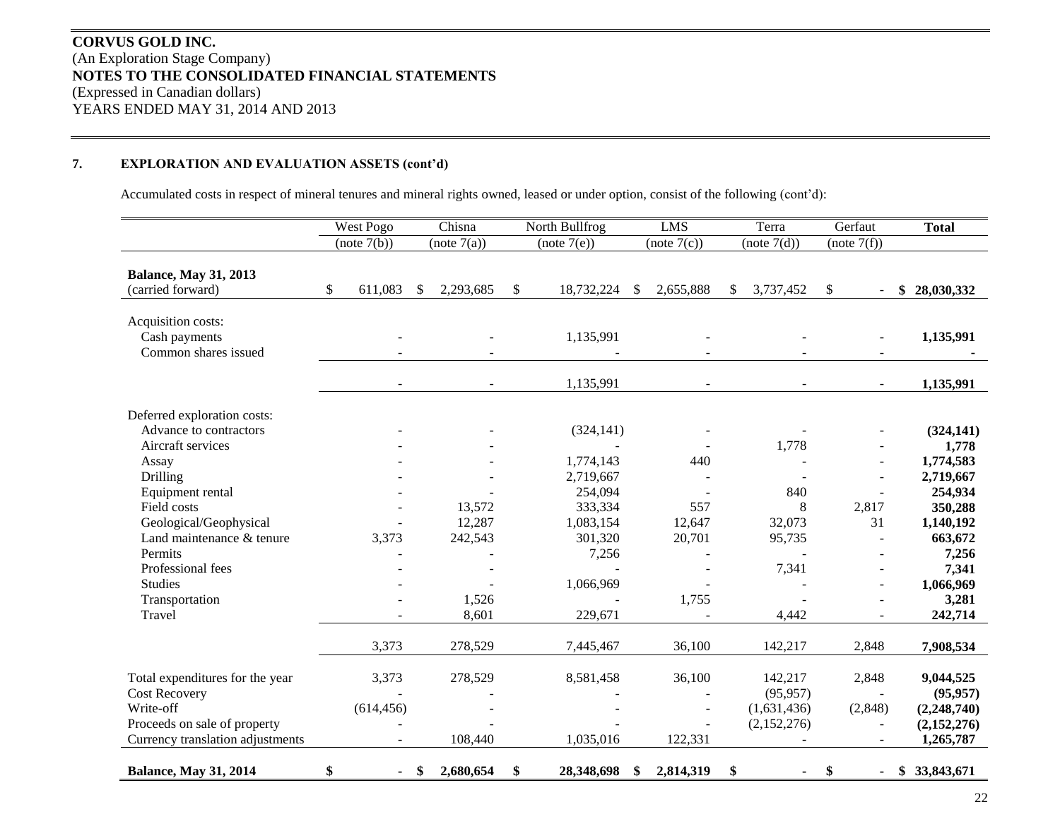**CORVUS GOLD INC.**
(An Exploration Stage Company)
**NOTES TO THE CONSOLIDATED FINANCIAL STATEMENTS**
(Expressed in Canadian dollars)
YEARS ENDED MAY 31, 2014 AND 2013

**7. EXPLORATION AND EVALUATION ASSETS (cont'd)**

Accumulated costs in respect of mineral tenures and mineral rights owned, leased or under option, consist of the following (cont'd):

| | West Pogo (note 7(b)) | Chisna (note 7(a)) | North Bullfrog (note 7(e)) | LMS (note 7(c)) | Terra (note 7(d)) | Gerfaut (note 7(f)) | **Total** |
|---|---|---|---|---|---|---|---|
| **Balance, May 31, 2013** (carried forward) | $ 611,083 | $ 2,293,685 | $ 18,732,224 | $ 2,655,888 | $ 3,737,452 | $ - | **$ 28,030,332** |
| Acquisition costs: | | | | | | | |
| Cash payments | - | - | 1,135,991 | - | - | - | **1,135,991** |
| Common shares issued | - | - | - | - | - | - | **-** |
| | - | - | 1,135,991 | - | - | - | **1,135,991** |
| Deferred exploration costs: | | | | | | | |
| Advance to contractors | - | - | (324,141) | - | - | - | **(324,141)** |
| Aircraft services | - | - | - | - | 1,778 | - | **1,778** |
| Assay | - | - | 1,774,143 | 440 | - | - | **1,774,583** |
| Drilling | - | - | 2,719,667 | - | - | - | **2,719,667** |
| Equipment rental | - | - | 254,094 | - | 840 | - | **254,934** |
| Field costs | - | 13,572 | 333,334 | 557 | 8 | 2,817 | **350,288** |
| Geological/Geophysical | - | 12,287 | 1,083,154 | 12,647 | 32,073 | 31 | **1,140,192** |
| Land maintenance & tenure | 3,373 | 242,543 | 301,320 | 20,701 | 95,735 | - | **663,672** |
| Permits | - | - | 7,256 | - | - | - | **7,256** |
| Professional fees | - | - | - | - | 7,341 | - | **7,341** |
| Studies | - | - | 1,066,969 | - | - | - | **1,066,969** |
| Transportation | - | 1,526 | - | 1,755 | - | - | **3,281** |
| Travel | - | 8,601 | 229,671 | - | 4,442 | - | **242,714** |
| | 3,373 | 278,529 | 7,445,467 | 36,100 | 142,217 | 2,848 | **7,908,534** |
| Total expenditures for the year | 3,373 | 278,529 | 8,581,458 | 36,100 | 142,217 | 2,848 | **9,044,525** |
| Cost Recovery | - | - | - | - | (95,957) | - | **(95,957)** |
| Write-off | (614,456) | - | - | - | (1,631,436) | (2,848) | **(2,248,740)** |
| Proceeds on sale of property | - | - | - | - | (2,152,276) | - | **(2,152,276)** |
| Currency translation adjustments | - | 108,440 | 1,035,016 | 122,331 | - | - | **1,265,787** |
| **Balance, May 31, 2014** | **$ -** | **$ 2,680,654** | **$ 28,348,698** | **$ 2,814,319** | **$ -** | **$ -** | **$ 33,843,671** |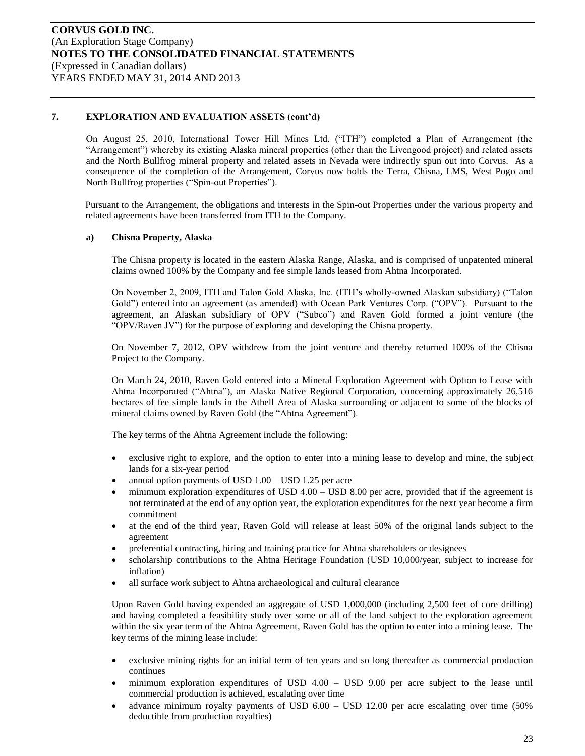## 7. EXPLORATION AND EVALUATION ASSETS (cont'd)

On August 25, 2010, International Tower Hill Mines Ltd. ("ITH") completed a Plan of Arrangement (the "Arrangement") whereby its existing Alaska mineral properties (other than the Livengood project) and related assets and the North Bullfrog mineral property and related assets in Nevada were indirectly spun out into Corvus. As a consequence of the completion of the Arrangement, Corvus now holds the Terra, Chisna, LMS, West Pogo and North Bullfrog properties ("Spin-out Properties").

Pursuant to the Arrangement, the obligations and interests in the Spin-out Properties under the various property and related agreements have been transferred from ITH to the Company.

### a) Chisna Property, Alaska

The Chisna property is located in the eastern Alaska Range, Alaska, and is comprised of unpatented mineral claims owned 100% by the Company and fee simple lands leased from Ahtna Incorporated.

On November 2, 2009, ITH and Talon Gold Alaska, Inc. (ITH's wholly-owned Alaskan subsidiary) ("Talon Gold") entered into an agreement (as amended) with Ocean Park Ventures Corp. ("OPV"). Pursuant to the agreement, an Alaskan subsidiary of OPV ("Subco") and Raven Gold formed a joint venture (the "OPV/Raven JV") for the purpose of exploring and developing the Chisna property.

On November 7, 2012, OPV withdrew from the joint venture and thereby returned 100% of the Chisna Project to the Company.

On March 24, 2010, Raven Gold entered into a Mineral Exploration Agreement with Option to Lease with Ahtna Incorporated ("Ahtna"), an Alaska Native Regional Corporation, concerning approximately 26,516 hectares of fee simple lands in the Athell Area of Alaska surrounding or adjacent to some of the blocks of mineral claims owned by Raven Gold (the "Ahtna Agreement").

The key terms of the Ahtna Agreement include the following:

- exclusive right to explore, and the option to enter into a mining lease to develop and mine, the subject lands for a six-year period
- annual option payments of USD 1.00 – USD 1.25 per acre
- minimum exploration expenditures of USD 4.00 – USD 8.00 per acre, provided that if the agreement is not terminated at the end of any option year, the exploration expenditures for the next year become a firm commitment
- at the end of the third year, Raven Gold will release at least 50% of the original lands subject to the agreement
- preferential contracting, hiring and training practice for Ahtna shareholders or designees
- scholarship contributions to the Ahtna Heritage Foundation (USD 10,000/year, subject to increase for inflation)
- all surface work subject to Ahtna archaeological and cultural clearance

Upon Raven Gold having expended an aggregate of USD 1,000,000 (including 2,500 feet of core drilling) and having completed a feasibility study over some or all of the land subject to the exploration agreement within the six year term of the Ahtna Agreement, Raven Gold has the option to enter into a mining lease. The key terms of the mining lease include:

- exclusive mining rights for an initial term of ten years and so long thereafter as commercial production continues
- minimum exploration expenditures of USD 4.00 – USD 9.00 per acre subject to the lease until commercial production is achieved, escalating over time
- advance minimum royalty payments of USD 6.00 – USD 12.00 per acre escalating over time (50% deductible from production royalties)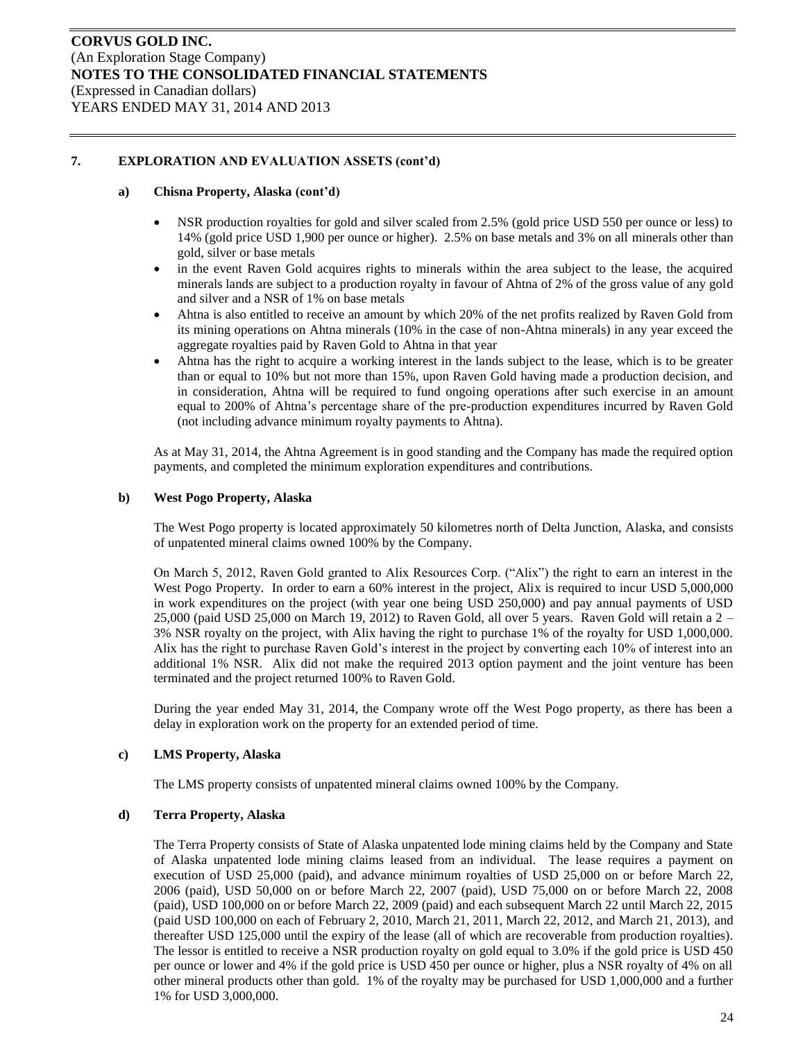**CORVUS GOLD INC.**
(An Exploration Stage Company)
**NOTES TO THE CONSOLIDATED FINANCIAL STATEMENTS**
(Expressed in Canadian dollars)
YEARS ENDED MAY 31, 2014 AND 2013

## 7. EXPLORATION AND EVALUATION ASSETS (cont'd)

### a) Chisna Property, Alaska (cont'd)

- NSR production royalties for gold and silver scaled from 2.5% (gold price USD 550 per ounce or less) to 14% (gold price USD 1,900 per ounce or higher). 2.5% on base metals and 3% on all minerals other than gold, silver or base metals
- in the event Raven Gold acquires rights to minerals within the area subject to the lease, the acquired minerals lands are subject to a production royalty in favour of Ahtna of 2% of the gross value of any gold and silver and a NSR of 1% on base metals
- Ahtna is also entitled to receive an amount by which 20% of the net profits realized by Raven Gold from its mining operations on Ahtna minerals (10% in the case of non-Ahtna minerals) in any year exceed the aggregate royalties paid by Raven Gold to Ahtna in that year
- Ahtna has the right to acquire a working interest in the lands subject to the lease, which is to be greater than or equal to 10% but not more than 15%, upon Raven Gold having made a production decision, and in consideration, Ahtna will be required to fund ongoing operations after such exercise in an amount equal to 200% of Ahtna's percentage share of the pre-production expenditures incurred by Raven Gold (not including advance minimum royalty payments to Ahtna).

As at May 31, 2014, the Ahtna Agreement is in good standing and the Company has made the required option payments, and completed the minimum exploration expenditures and contributions.

### b) West Pogo Property, Alaska

The West Pogo property is located approximately 50 kilometres north of Delta Junction, Alaska, and consists of unpatented mineral claims owned 100% by the Company.

On March 5, 2012, Raven Gold granted to Alix Resources Corp. ("Alix") the right to earn an interest in the West Pogo Property. In order to earn a 60% interest in the project, Alix is required to incur USD 5,000,000 in work expenditures on the project (with year one being USD 250,000) and pay annual payments of USD 25,000 (paid USD 25,000 on March 19, 2012) to Raven Gold, all over 5 years. Raven Gold will retain a 2 – 3% NSR royalty on the project, with Alix having the right to purchase 1% of the royalty for USD 1,000,000. Alix has the right to purchase Raven Gold's interest in the project by converting each 10% of interest into an additional 1% NSR. Alix did not make the required 2013 option payment and the joint venture has been terminated and the project returned 100% to Raven Gold.

During the year ended May 31, 2014, the Company wrote off the West Pogo property, as there has been a delay in exploration work on the property for an extended period of time.

### c) LMS Property, Alaska

The LMS property consists of unpatented mineral claims owned 100% by the Company.

### d) Terra Property, Alaska

The Terra Property consists of State of Alaska unpatented lode mining claims held by the Company and State of Alaska unpatented lode mining claims leased from an individual. The lease requires a payment on execution of USD 25,000 (paid), and advance minimum royalties of USD 25,000 on or before March 22, 2006 (paid), USD 50,000 on or before March 22, 2007 (paid), USD 75,000 on or before March 22, 2008 (paid), USD 100,000 on or before March 22, 2009 (paid) and each subsequent March 22 until March 22, 2015 (paid USD 100,000 on each of February 2, 2010, March 21, 2011, March 22, 2012, and March 21, 2013), and thereafter USD 125,000 until the expiry of the lease (all of which are recoverable from production royalties). The lessor is entitled to receive a NSR production royalty on gold equal to 3.0% if the gold price is USD 450 per ounce or lower and 4% if the gold price is USD 450 per ounce or higher, plus a NSR royalty of 4% on all other mineral products other than gold. 1% of the royalty may be purchased for USD 1,000,000 and a further 1% for USD 3,000,000.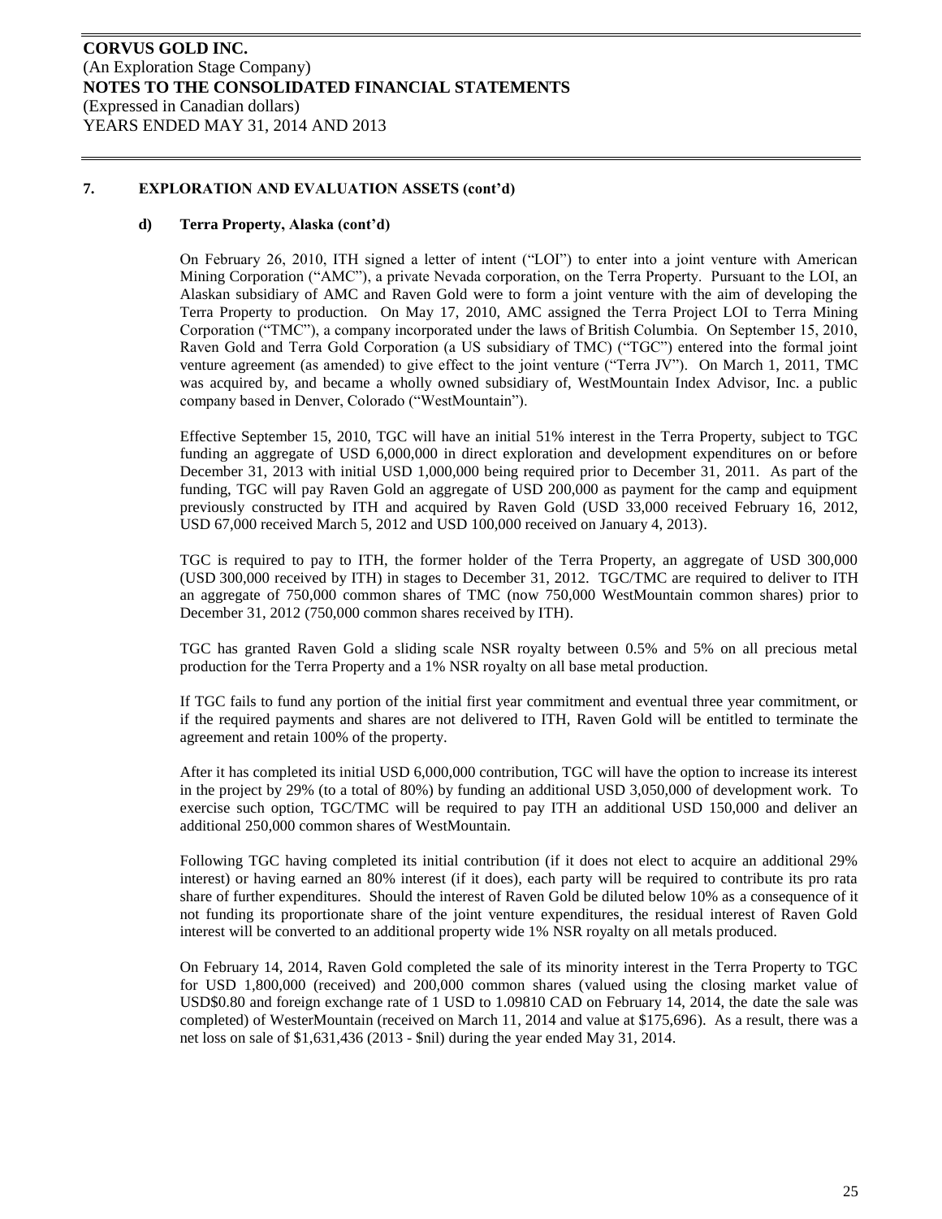## 7. EXPLORATION AND EVALUATION ASSETS (cont'd)

### d) Terra Property, Alaska (cont'd)

On February 26, 2010, ITH signed a letter of intent ("LOI") to enter into a joint venture with American Mining Corporation ("AMC"), a private Nevada corporation, on the Terra Property. Pursuant to the LOI, an Alaskan subsidiary of AMC and Raven Gold were to form a joint venture with the aim of developing the Terra Property to production. On May 17, 2010, AMC assigned the Terra Project LOI to Terra Mining Corporation ("TMC"), a company incorporated under the laws of British Columbia. On September 15, 2010, Raven Gold and Terra Gold Corporation (a US subsidiary of TMC) ("TGC") entered into the formal joint venture agreement (as amended) to give effect to the joint venture ("Terra JV"). On March 1, 2011, TMC was acquired by, and became a wholly owned subsidiary of, WestMountain Index Advisor, Inc. a public company based in Denver, Colorado ("WestMountain").

Effective September 15, 2010, TGC will have an initial 51% interest in the Terra Property, subject to TGC funding an aggregate of USD 6,000,000 in direct exploration and development expenditures on or before December 31, 2013 with initial USD 1,000,000 being required prior to December 31, 2011. As part of the funding, TGC will pay Raven Gold an aggregate of USD 200,000 as payment for the camp and equipment previously constructed by ITH and acquired by Raven Gold (USD 33,000 received February 16, 2012, USD 67,000 received March 5, 2012 and USD 100,000 received on January 4, 2013).

TGC is required to pay to ITH, the former holder of the Terra Property, an aggregate of USD 300,000 (USD 300,000 received by ITH) in stages to December 31, 2012. TGC/TMC are required to deliver to ITH an aggregate of 750,000 common shares of TMC (now 750,000 WestMountain common shares) prior to December 31, 2012 (750,000 common shares received by ITH).

TGC has granted Raven Gold a sliding scale NSR royalty between 0.5% and 5% on all precious metal production for the Terra Property and a 1% NSR royalty on all base metal production.

If TGC fails to fund any portion of the initial first year commitment and eventual three year commitment, or if the required payments and shares are not delivered to ITH, Raven Gold will be entitled to terminate the agreement and retain 100% of the property.

After it has completed its initial USD 6,000,000 contribution, TGC will have the option to increase its interest in the project by 29% (to a total of 80%) by funding an additional USD 3,050,000 of development work. To exercise such option, TGC/TMC will be required to pay ITH an additional USD 150,000 and deliver an additional 250,000 common shares of WestMountain.

Following TGC having completed its initial contribution (if it does not elect to acquire an additional 29% interest) or having earned an 80% interest (if it does), each party will be required to contribute its pro rata share of further expenditures. Should the interest of Raven Gold be diluted below 10% as a consequence of it not funding its proportionate share of the joint venture expenditures, the residual interest of Raven Gold interest will be converted to an additional property wide 1% NSR royalty on all metals produced.

On February 14, 2014, Raven Gold completed the sale of its minority interest in the Terra Property to TGC for USD 1,800,000 (received) and 200,000 common shares (valued using the closing market value of USD$0.80 and foreign exchange rate of 1 USD to 1.09810 CAD on February 14, 2014, the date the sale was completed) of WesterMountain (received on March 11, 2014 and value at $175,696). As a result, there was a net loss on sale of $1,631,436 (2013 - $nil) during the year ended May 31, 2014.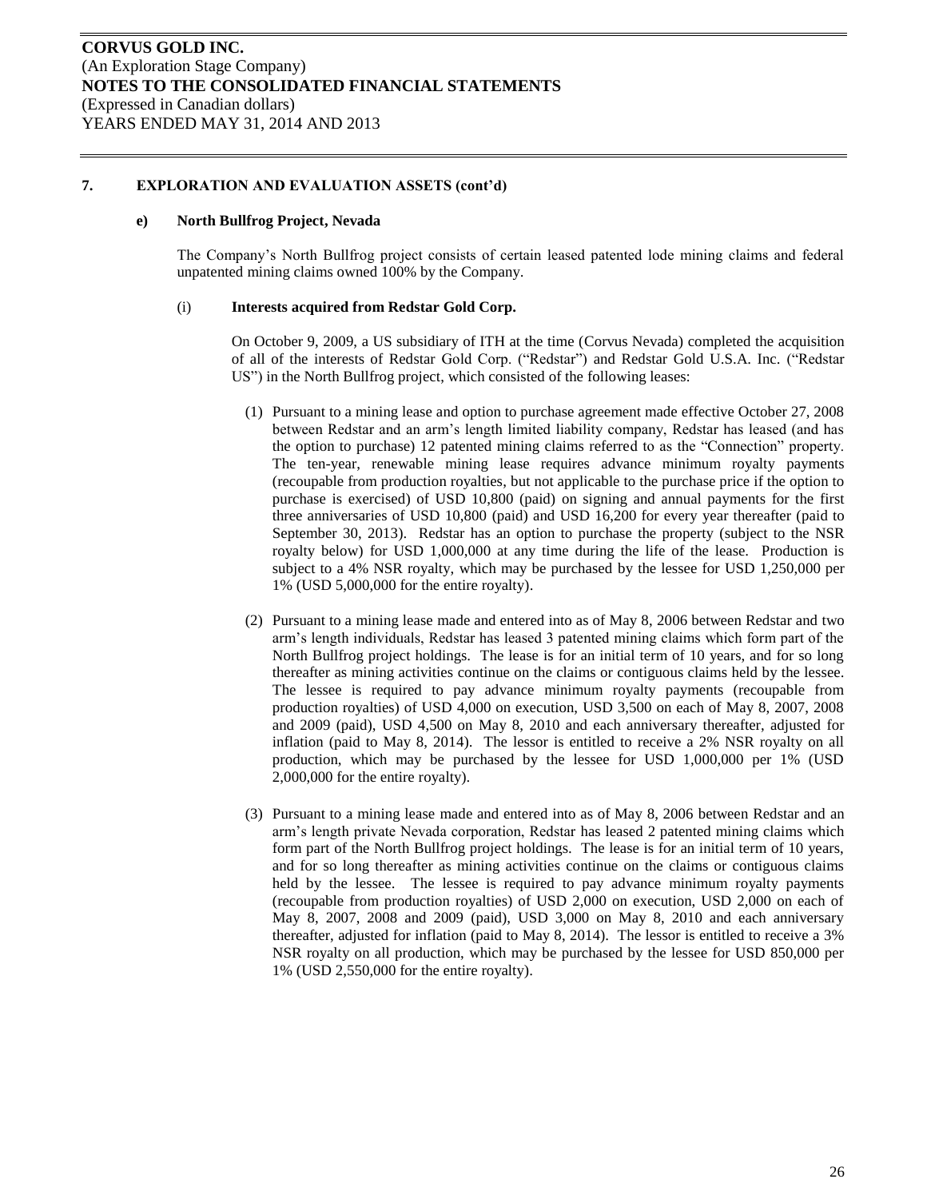## 7. EXPLORATION AND EVALUATION ASSETS (cont'd)

### e) North Bullfrog Project, Nevada

The Company's North Bullfrog project consists of certain leased patented lode mining claims and federal unpatented mining claims owned 100% by the Company.

#### (i) Interests acquired from Redstar Gold Corp.

On October 9, 2009, a US subsidiary of ITH at the time (Corvus Nevada) completed the acquisition of all of the interests of Redstar Gold Corp. ("Redstar") and Redstar Gold U.S.A. Inc. ("Redstar US") in the North Bullfrog project, which consisted of the following leases:

(1) Pursuant to a mining lease and option to purchase agreement made effective October 27, 2008 between Redstar and an arm's length limited liability company, Redstar has leased (and has the option to purchase) 12 patented mining claims referred to as the "Connection" property. The ten-year, renewable mining lease requires advance minimum royalty payments (recoupable from production royalties, but not applicable to the purchase price if the option to purchase is exercised) of USD 10,800 (paid) on signing and annual payments for the first three anniversaries of USD 10,800 (paid) and USD 16,200 for every year thereafter (paid to September 30, 2013). Redstar has an option to purchase the property (subject to the NSR royalty below) for USD 1,000,000 at any time during the life of the lease. Production is subject to a 4% NSR royalty, which may be purchased by the lessee for USD 1,250,000 per 1% (USD 5,000,000 for the entire royalty).

(2) Pursuant to a mining lease made and entered into as of May 8, 2006 between Redstar and two arm's length individuals, Redstar has leased 3 patented mining claims which form part of the North Bullfrog project holdings. The lease is for an initial term of 10 years, and for so long thereafter as mining activities continue on the claims or contiguous claims held by the lessee. The lessee is required to pay advance minimum royalty payments (recoupable from production royalties) of USD 4,000 on execution, USD 3,500 on each of May 8, 2007, 2008 and 2009 (paid), USD 4,500 on May 8, 2010 and each anniversary thereafter, adjusted for inflation (paid to May 8, 2014). The lessor is entitled to receive a 2% NSR royalty on all production, which may be purchased by the lessee for USD 1,000,000 per 1% (USD 2,000,000 for the entire royalty).

(3) Pursuant to a mining lease made and entered into as of May 8, 2006 between Redstar and an arm's length private Nevada corporation, Redstar has leased 2 patented mining claims which form part of the North Bullfrog project holdings. The lease is for an initial term of 10 years, and for so long thereafter as mining activities continue on the claims or contiguous claims held by the lessee. The lessee is required to pay advance minimum royalty payments (recoupable from production royalties) of USD 2,000 on execution, USD 2,000 on each of May 8, 2007, 2008 and 2009 (paid), USD 3,000 on May 8, 2010 and each anniversary thereafter, adjusted for inflation (paid to May 8, 2014). The lessor is entitled to receive a 3% NSR royalty on all production, which may be purchased by the lessee for USD 850,000 per 1% (USD 2,550,000 for the entire royalty).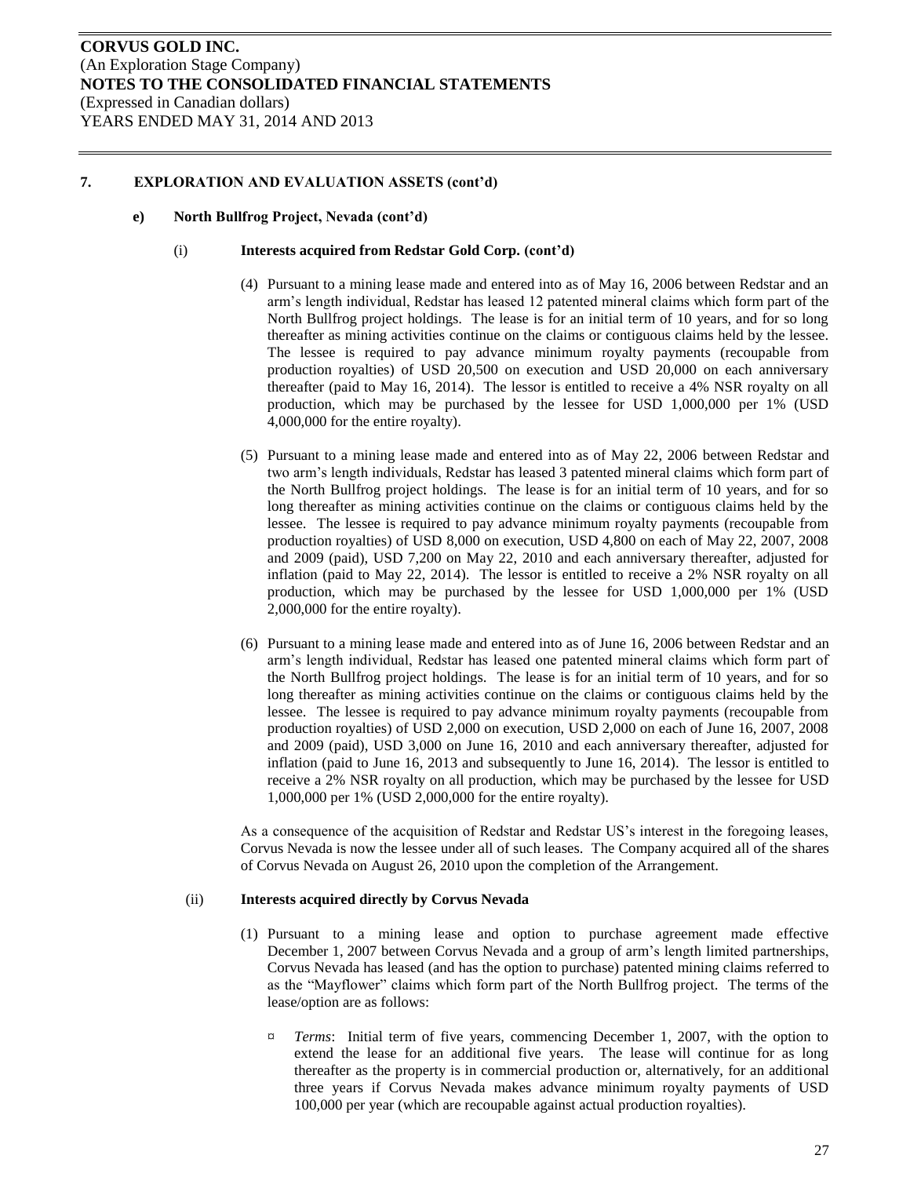**CORVUS GOLD INC.**
(An Exploration Stage Company)
**NOTES TO THE CONSOLIDATED FINANCIAL STATEMENTS**
(Expressed in Canadian dollars)
YEARS ENDED MAY 31, 2014 AND 2013

## 7. EXPLORATION AND EVALUATION ASSETS (cont'd)

### e) North Bullfrog Project, Nevada (cont'd)

#### (i) Interests acquired from Redstar Gold Corp. (cont'd)

(4) Pursuant to a mining lease made and entered into as of May 16, 2006 between Redstar and an arm's length individual, Redstar has leased 12 patented mineral claims which form part of the North Bullfrog project holdings. The lease is for an initial term of 10 years, and for so long thereafter as mining activities continue on the claims or contiguous claims held by the lessee. The lessee is required to pay advance minimum royalty payments (recoupable from production royalties) of USD 20,500 on execution and USD 20,000 on each anniversary thereafter (paid to May 16, 2014). The lessor is entitled to receive a 4% NSR royalty on all production, which may be purchased by the lessee for USD 1,000,000 per 1% (USD 4,000,000 for the entire royalty).

(5) Pursuant to a mining lease made and entered into as of May 22, 2006 between Redstar and two arm's length individuals, Redstar has leased 3 patented mineral claims which form part of the North Bullfrog project holdings. The lease is for an initial term of 10 years, and for so long thereafter as mining activities continue on the claims or contiguous claims held by the lessee. The lessee is required to pay advance minimum royalty payments (recoupable from production royalties) of USD 8,000 on execution, USD 4,800 on each of May 22, 2007, 2008 and 2009 (paid), USD 7,200 on May 22, 2010 and each anniversary thereafter, adjusted for inflation (paid to May 22, 2014). The lessor is entitled to receive a 2% NSR royalty on all production, which may be purchased by the lessee for USD 1,000,000 per 1% (USD 2,000,000 for the entire royalty).

(6) Pursuant to a mining lease made and entered into as of June 16, 2006 between Redstar and an arm's length individual, Redstar has leased one patented mineral claims which form part of the North Bullfrog project holdings. The lease is for an initial term of 10 years, and for so long thereafter as mining activities continue on the claims or contiguous claims held by the lessee. The lessee is required to pay advance minimum royalty payments (recoupable from production royalties) of USD 2,000 on execution, USD 2,000 on each of June 16, 2007, 2008 and 2009 (paid), USD 3,000 on June 16, 2010 and each anniversary thereafter, adjusted for inflation (paid to June 16, 2013 and subsequently to June 16, 2014). The lessor is entitled to receive a 2% NSR royalty on all production, which may be purchased by the lessee for USD 1,000,000 per 1% (USD 2,000,000 for the entire royalty).

As a consequence of the acquisition of Redstar and Redstar US's interest in the foregoing leases, Corvus Nevada is now the lessee under all of such leases. The Company acquired all of the shares of Corvus Nevada on August 26, 2010 upon the completion of the Arrangement.

#### (ii) Interests acquired directly by Corvus Nevada

(1) Pursuant to a mining lease and option to purchase agreement made effective December 1, 2007 between Corvus Nevada and a group of arm's length limited partnerships, Corvus Nevada has leased (and has the option to purchase) patented mining claims referred to as the "Mayflower" claims which form part of the North Bullfrog project. The terms of the lease/option are as follows:

- *Terms*: Initial term of five years, commencing December 1, 2007, with the option to extend the lease for an additional five years. The lease will continue for as long thereafter as the property is in commercial production or, alternatively, for an additional three years if Corvus Nevada makes advance minimum royalty payments of USD 100,000 per year (which are recoupable against actual production royalties).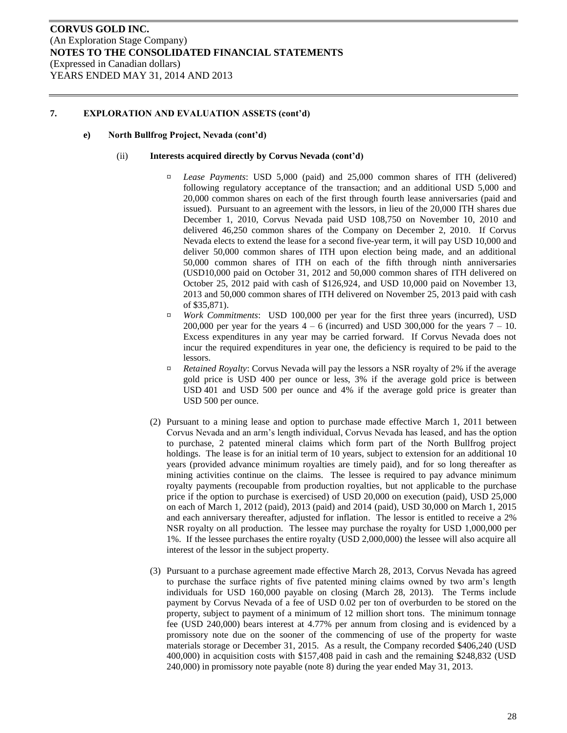## 7. EXPLORATION AND EVALUATION ASSETS (cont'd)

### e) North Bullfrog Project, Nevada (cont'd)

#### (ii) Interests acquired directly by Corvus Nevada (cont'd)

- *Lease Payments*: USD 5,000 (paid) and 25,000 common shares of ITH (delivered) following regulatory acceptance of the transaction; and an additional USD 5,000 and 20,000 common shares on each of the first through fourth lease anniversaries (paid and issued). Pursuant to an agreement with the lessors, in lieu of the 20,000 ITH shares due December 1, 2010, Corvus Nevada paid USD 108,750 on November 10, 2010 and delivered 46,250 common shares of the Company on December 2, 2010. If Corvus Nevada elects to extend the lease for a second five-year term, it will pay USD 10,000 and deliver 50,000 common shares of ITH upon election being made, and an additional 50,000 common shares of ITH on each of the fifth through ninth anniversaries (USD10,000 paid on October 31, 2012 and 50,000 common shares of ITH delivered on October 25, 2012 paid with cash of $126,924, and USD 10,000 paid on November 13, 2013 and 50,000 common shares of ITH delivered on November 25, 2013 paid with cash of $35,871).
- *Work Commitments*: USD 100,000 per year for the first three years (incurred), USD 200,000 per year for the years 4 – 6 (incurred) and USD 300,000 for the years 7 – 10. Excess expenditures in any year may be carried forward. If Corvus Nevada does not incur the required expenditures in year one, the deficiency is required to be paid to the lessors.
- *Retained Royalty*: Corvus Nevada will pay the lessors a NSR royalty of 2% if the average gold price is USD 400 per ounce or less, 3% if the average gold price is between USD 401 and USD 500 per ounce and 4% if the average gold price is greater than USD 500 per ounce.

(2) Pursuant to a mining lease and option to purchase made effective March 1, 2011 between Corvus Nevada and an arm's length individual, Corvus Nevada has leased, and has the option to purchase, 2 patented mineral claims which form part of the North Bullfrog project holdings. The lease is for an initial term of 10 years, subject to extension for an additional 10 years (provided advance minimum royalties are timely paid), and for so long thereafter as mining activities continue on the claims. The lessee is required to pay advance minimum royalty payments (recoupable from production royalties, but not applicable to the purchase price if the option to purchase is exercised) of USD 20,000 on execution (paid), USD 25,000 on each of March 1, 2012 (paid), 2013 (paid) and 2014 (paid), USD 30,000 on March 1, 2015 and each anniversary thereafter, adjusted for inflation. The lessor is entitled to receive a 2% NSR royalty on all production. The lessee may purchase the royalty for USD 1,000,000 per 1%. If the lessee purchases the entire royalty (USD 2,000,000) the lessee will also acquire all interest of the lessor in the subject property.

(3) Pursuant to a purchase agreement made effective March 28, 2013, Corvus Nevada has agreed to purchase the surface rights of five patented mining claims owned by two arm's length individuals for USD 160,000 payable on closing (March 28, 2013). The Terms include payment by Corvus Nevada of a fee of USD 0.02 per ton of overburden to be stored on the property, subject to payment of a minimum of 12 million short tons. The minimum tonnage fee (USD 240,000) bears interest at 4.77% per annum from closing and is evidenced by a promissory note due on the sooner of the commencing of use of the property for waste materials storage or December 31, 2015. As a result, the Company recorded $406,240 (USD 400,000) in acquisition costs with $157,408 paid in cash and the remaining $248,832 (USD 240,000) in promissory note payable (note 8) during the year ended May 31, 2013.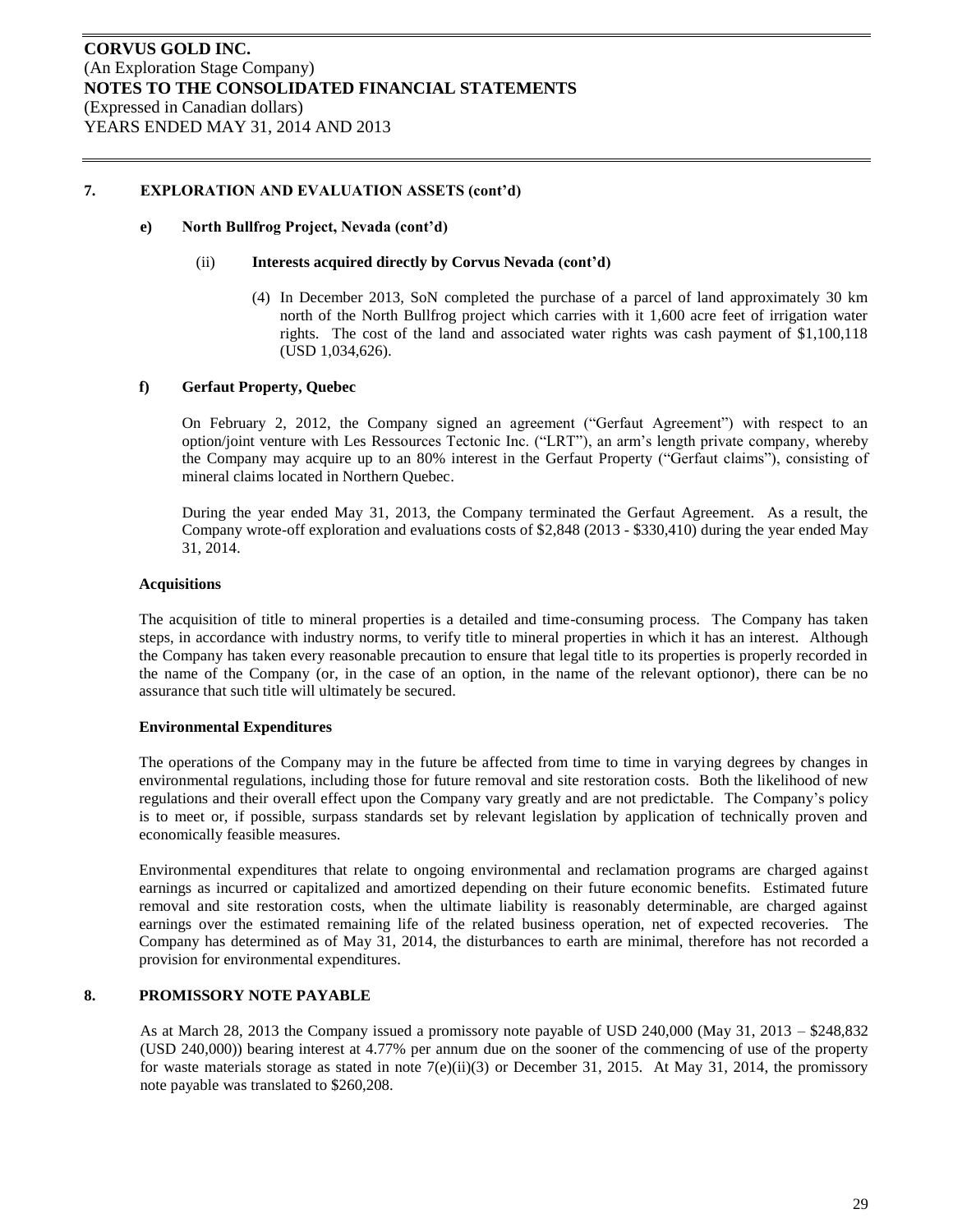## 7. EXPLORATION AND EVALUATION ASSETS (cont'd)

### e) North Bullfrog Project, Nevada (cont'd)

#### (ii) Interests acquired directly by Corvus Nevada (cont'd)

(4) In December 2013, SoN completed the purchase of a parcel of land approximately 30 km north of the North Bullfrog project which carries with it 1,600 acre feet of irrigation water rights. The cost of the land and associated water rights was cash payment of $1,100,118 (USD 1,034,626).

### f) Gerfaut Property, Quebec

On February 2, 2012, the Company signed an agreement ("Gerfaut Agreement") with respect to an option/joint venture with Les Ressources Tectonic Inc. ("LRT"), an arm's length private company, whereby the Company may acquire up to an 80% interest in the Gerfaut Property ("Gerfaut claims"), consisting of mineral claims located in Northern Quebec.

During the year ended May 31, 2013, the Company terminated the Gerfaut Agreement. As a result, the Company wrote-off exploration and evaluations costs of $2,848 (2013 - $330,410) during the year ended May 31, 2014.

**Acquisitions**

The acquisition of title to mineral properties is a detailed and time-consuming process. The Company has taken steps, in accordance with industry norms, to verify title to mineral properties in which it has an interest. Although the Company has taken every reasonable precaution to ensure that legal title to its properties is properly recorded in the name of the Company (or, in the case of an option, in the name of the relevant optionor), there can be no assurance that such title will ultimately be secured.

**Environmental Expenditures**

The operations of the Company may in the future be affected from time to time in varying degrees by changes in environmental regulations, including those for future removal and site restoration costs. Both the likelihood of new regulations and their overall effect upon the Company vary greatly and are not predictable. The Company's policy is to meet or, if possible, surpass standards set by relevant legislation by application of technically proven and economically feasible measures.

Environmental expenditures that relate to ongoing environmental and reclamation programs are charged against earnings as incurred or capitalized and amortized depending on their future economic benefits. Estimated future removal and site restoration costs, when the ultimate liability is reasonably determinable, are charged against earnings over the estimated remaining life of the related business operation, net of expected recoveries. The Company has determined as of May 31, 2014, the disturbances to earth are minimal, therefore has not recorded a provision for environmental expenditures.

## 8. PROMISSORY NOTE PAYABLE

As at March 28, 2013 the Company issued a promissory note payable of USD 240,000 (May 31, 2013 – $248,832 (USD 240,000)) bearing interest at 4.77% per annum due on the sooner of the commencing of use of the property for waste materials storage as stated in note 7(e)(ii)(3) or December 31, 2015. At May 31, 2014, the promissory note payable was translated to $260,208.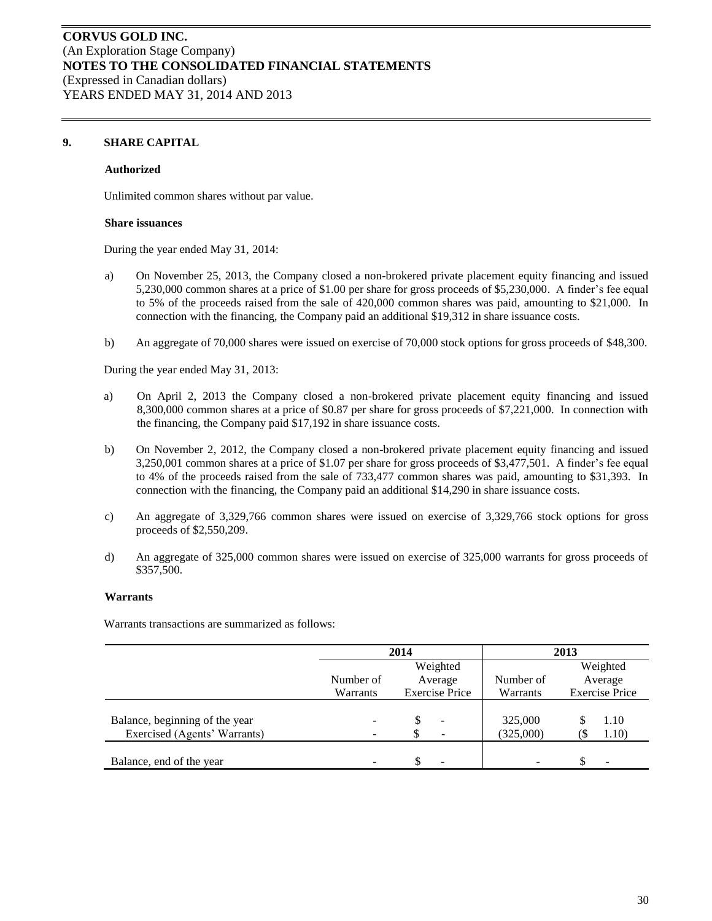**CORVUS GOLD INC.**
(An Exploration Stage Company)
**NOTES TO THE CONSOLIDATED FINANCIAL STATEMENTS**
(Expressed in Canadian dollars)
YEARS ENDED MAY 31, 2014 AND 2013

## 9. SHARE CAPITAL

**Authorized**

Unlimited common shares without par value.

**Share issuances**

During the year ended May 31, 2014:

a) On November 25, 2013, the Company closed a non-brokered private placement equity financing and issued 5,230,000 common shares at a price of $1.00 per share for gross proceeds of $5,230,000. A finder's fee equal to 5% of the proceeds raised from the sale of 420,000 common shares was paid, amounting to $21,000. In connection with the financing, the Company paid an additional $19,312 in share issuance costs.

b) An aggregate of 70,000 shares were issued on exercise of 70,000 stock options for gross proceeds of $48,300.

During the year ended May 31, 2013:

a) On April 2, 2013 the Company closed a non-brokered private placement equity financing and issued 8,300,000 common shares at a price of $0.87 per share for gross proceeds of $7,221,000. In connection with the financing, the Company paid $17,192 in share issuance costs.

b) On November 2, 2012, the Company closed a non-brokered private placement equity financing and issued 3,250,001 common shares at a price of $1.07 per share for gross proceeds of $3,477,501. A finder's fee equal to 4% of the proceeds raised from the sale of 733,477 common shares was paid, amounting to $31,393. In connection with the financing, the Company paid an additional $14,290 in share issuance costs.

c) An aggregate of 3,329,766 common shares were issued on exercise of 3,329,766 stock options for gross proceeds of $2,550,209.

d) An aggregate of 325,000 common shares were issued on exercise of 325,000 warrants for gross proceeds of $357,500.

**Warrants**

Warrants transactions are summarized as follows:

| | 2014 | | 2013 | |
|---|---|---|---|---|
| | Number of Warrants | Weighted Average Exercise Price | Number of Warrants | Weighted Average Exercise Price |
| Balance, beginning of the year | - | $ - | 325,000 | $ 1.10 |
| Exercised (Agents' Warrants) | - | $ - | (325,000) | ($ 1.10) |
| Balance, end of the year | - | $ - | - | $ - |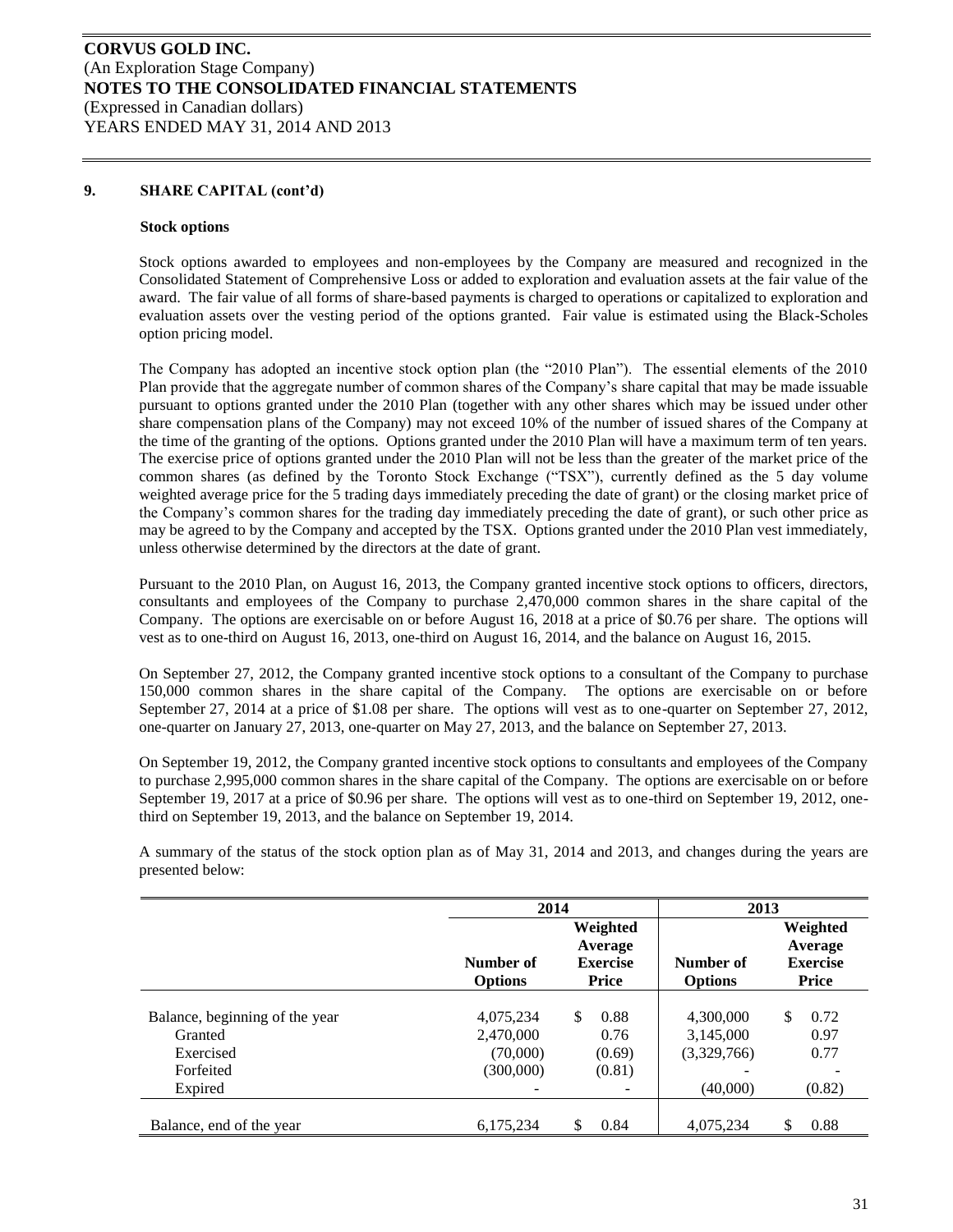## 9. SHARE CAPITAL (cont'd)

### Stock options

Stock options awarded to employees and non-employees by the Company are measured and recognized in the Consolidated Statement of Comprehensive Loss or added to exploration and evaluation assets at the fair value of the award. The fair value of all forms of share-based payments is charged to operations or capitalized to exploration and evaluation assets over the vesting period of the options granted. Fair value is estimated using the Black-Scholes option pricing model.

The Company has adopted an incentive stock option plan (the "2010 Plan"). The essential elements of the 2010 Plan provide that the aggregate number of common shares of the Company's share capital that may be made issuable pursuant to options granted under the 2010 Plan (together with any other shares which may be issued under other share compensation plans of the Company) may not exceed 10% of the number of issued shares of the Company at the time of the granting of the options. Options granted under the 2010 Plan will have a maximum term of ten years. The exercise price of options granted under the 2010 Plan will not be less than the greater of the market price of the common shares (as defined by the Toronto Stock Exchange ("TSX"), currently defined as the 5 day volume weighted average price for the 5 trading days immediately preceding the date of grant) or the closing market price of the Company's common shares for the trading day immediately preceding the date of grant), or such other price as may be agreed to by the Company and accepted by the TSX. Options granted under the 2010 Plan vest immediately, unless otherwise determined by the directors at the date of grant.

Pursuant to the 2010 Plan, on August 16, 2013, the Company granted incentive stock options to officers, directors, consultants and employees of the Company to purchase 2,470,000 common shares in the share capital of the Company. The options are exercisable on or before August 16, 2018 at a price of $0.76 per share. The options will vest as to one-third on August 16, 2013, one-third on August 16, 2014, and the balance on August 16, 2015.

On September 27, 2012, the Company granted incentive stock options to a consultant of the Company to purchase 150,000 common shares in the share capital of the Company. The options are exercisable on or before September 27, 2014 at a price of $1.08 per share. The options will vest as to one-quarter on September 27, 2012, one-quarter on January 27, 2013, one-quarter on May 27, 2013, and the balance on September 27, 2013.

On September 19, 2012, the Company granted incentive stock options to consultants and employees of the Company to purchase 2,995,000 common shares in the share capital of the Company. The options are exercisable on or before September 19, 2017 at a price of $0.96 per share. The options will vest as to one-third on September 19, 2012, one-third on September 19, 2013, and the balance on September 19, 2014.

A summary of the status of the stock option plan as of May 31, 2014 and 2013, and changes during the years are presented below:

| | 2014 | | 2013 | |
|---|---|---|---|---|
| | Number of Options | Weighted Average Exercise Price | Number of Options | Weighted Average Exercise Price |
| Balance, beginning of the year | 4,075,234 | $ 0.88 | 4,300,000 | $ 0.72 |
| Granted | 2,470,000 | 0.76 | 3,145,000 | 0.97 |
| Exercised | (70,000) | (0.69) | (3,329,766) | 0.77 |
| Forfeited | (300,000) | (0.81) | - | - |
| Expired | - | - | (40,000) | (0.82) |
| Balance, end of the year | 6,175,234 | $ 0.84 | 4,075,234 | $ 0.88 |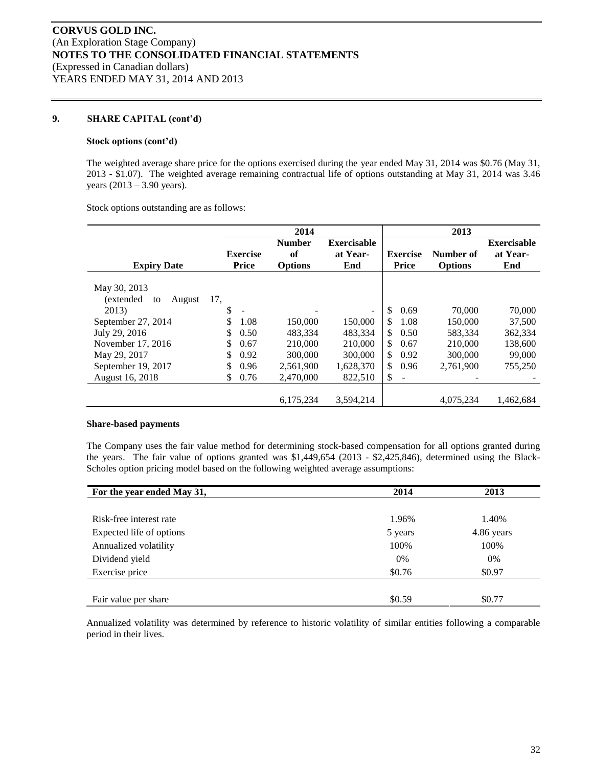# CORVUS GOLD INC.

(An Exploration Stage Company)

**NOTES TO THE CONSOLIDATED FINANCIAL STATEMENTS**

(Expressed in Canadian dollars)

YEARS ENDED MAY 31, 2014 AND 2013

## 9. SHARE CAPITAL (cont'd)

**Stock options (cont'd)**

The weighted average share price for the options exercised during the year ended May 31, 2014 was $0.76 (May 31, 2013 - $1.07). The weighted average remaining contractual life of options outstanding at May 31, 2014 was 3.46 years (2013 – 3.90 years).

Stock options outstanding are as follows:

| | 2014 | | | 2013 | | |
|---|---|---|---|---|---|---|
| Expiry Date | Exercise Price | Number of Options | Exercisable at Year-End | Exercise Price | Number of Options | Exercisable at Year-End |
| May 30, 2013 (extended to August 17, 2013) | $ - | - | - | $ 0.69 | 70,000 | 70,000 |
| September 27, 2014 | $ 1.08 | 150,000 | 150,000 | $ 1.08 | 150,000 | 37,500 |
| July 29, 2016 | $ 0.50 | 483,334 | 483,334 | $ 0.50 | 583,334 | 362,334 |
| November 17, 2016 | $ 0.67 | 210,000 | 210,000 | $ 0.67 | 210,000 | 138,600 |
| May 29, 2017 | $ 0.92 | 300,000 | 300,000 | $ 0.92 | 300,000 | 99,000 |
| September 19, 2017 | $ 0.96 | 2,561,900 | 1,628,370 | $ 0.96 | 2,761,900 | 755,250 |
| August 16, 2018 | $ 0.76 | 2,470,000 | 822,510 | $ - | - | - |
| | | 6,175,234 | 3,594,214 | | 4,075,234 | 1,462,684 |

**Share-based payments**

The Company uses the fair value method for determining stock-based compensation for all options granted during the years. The fair value of options granted was $1,449,654 (2013 - $2,425,846), determined using the Black-Scholes option pricing model based on the following weighted average assumptions:

| For the year ended May 31, | 2014 | 2013 |
|---|---|---|
| Risk-free interest rate | 1.96% | 1.40% |
| Expected life of options | 5 years | 4.86 years |
| Annualized volatility | 100% | 100% |
| Dividend yield | 0% | 0% |
| Exercise price | $0.76 | $0.97 |
| Fair value per share | $0.59 | $0.77 |

Annualized volatility was determined by reference to historic volatility of similar entities following a comparable period in their lives.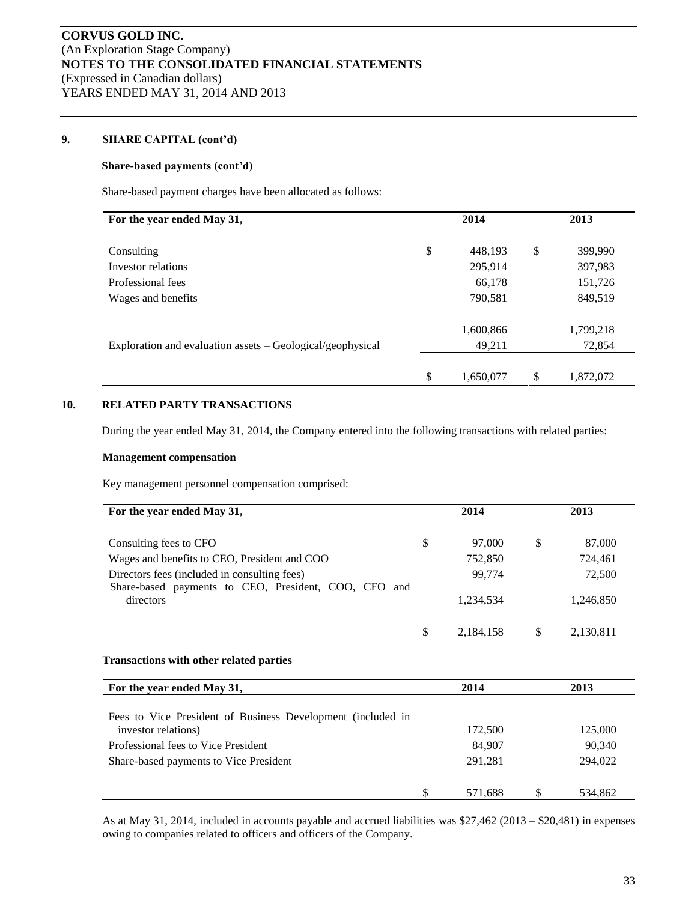**CORVUS GOLD INC.**
(An Exploration Stage Company)
**NOTES TO THE CONSOLIDATED FINANCIAL STATEMENTS**
(Expressed in Canadian dollars)
YEARS ENDED MAY 31, 2014 AND 2013

## 9. SHARE CAPITAL (cont'd)

### Share-based payments (cont'd)

Share-based payment charges have been allocated as follows:

| For the year ended May 31, | 2014 | 2013 |
|---|---|---|
| Consulting | $ 448,193 | $ 399,990 |
| Investor relations | 295,914 | 397,983 |
| Professional fees | 66,178 | 151,726 |
| Wages and benefits | 790,581 | 849,519 |
| | 1,600,866 | 1,799,218 |
| Exploration and evaluation assets – Geological/geophysical | 49,211 | 72,854 |
| | $ 1,650,077 | $ 1,872,072 |

## 10. RELATED PARTY TRANSACTIONS

During the year ended May 31, 2014, the Company entered into the following transactions with related parties:

### Management compensation

Key management personnel compensation comprised:

| For the year ended May 31, | 2014 | 2013 |
|---|---|---|
| Consulting fees to CFO | $ 97,000 | $ 87,000 |
| Wages and benefits to CEO, President and COO | 752,850 | 724,461 |
| Directors fees (included in consulting fees) | 99,774 | 72,500 |
| Share-based payments to CEO, President, COO, CFO and directors | 1,234,534 | 1,246,850 |
| | $ 2,184,158 | $ 2,130,811 |

### Transactions with other related parties

| For the year ended May 31, | 2014 | 2013 |
|---|---|---|
| Fees to Vice President of Business Development (included in investor relations) | 172,500 | 125,000 |
| Professional fees to Vice President | 84,907 | 90,340 |
| Share-based payments to Vice President | 291,281 | 294,022 |
| | $ 571,688 | $ 534,862 |

As at May 31, 2014, included in accounts payable and accrued liabilities was $27,462 (2013 – $20,481) in expenses owing to companies related to officers and officers of the Company.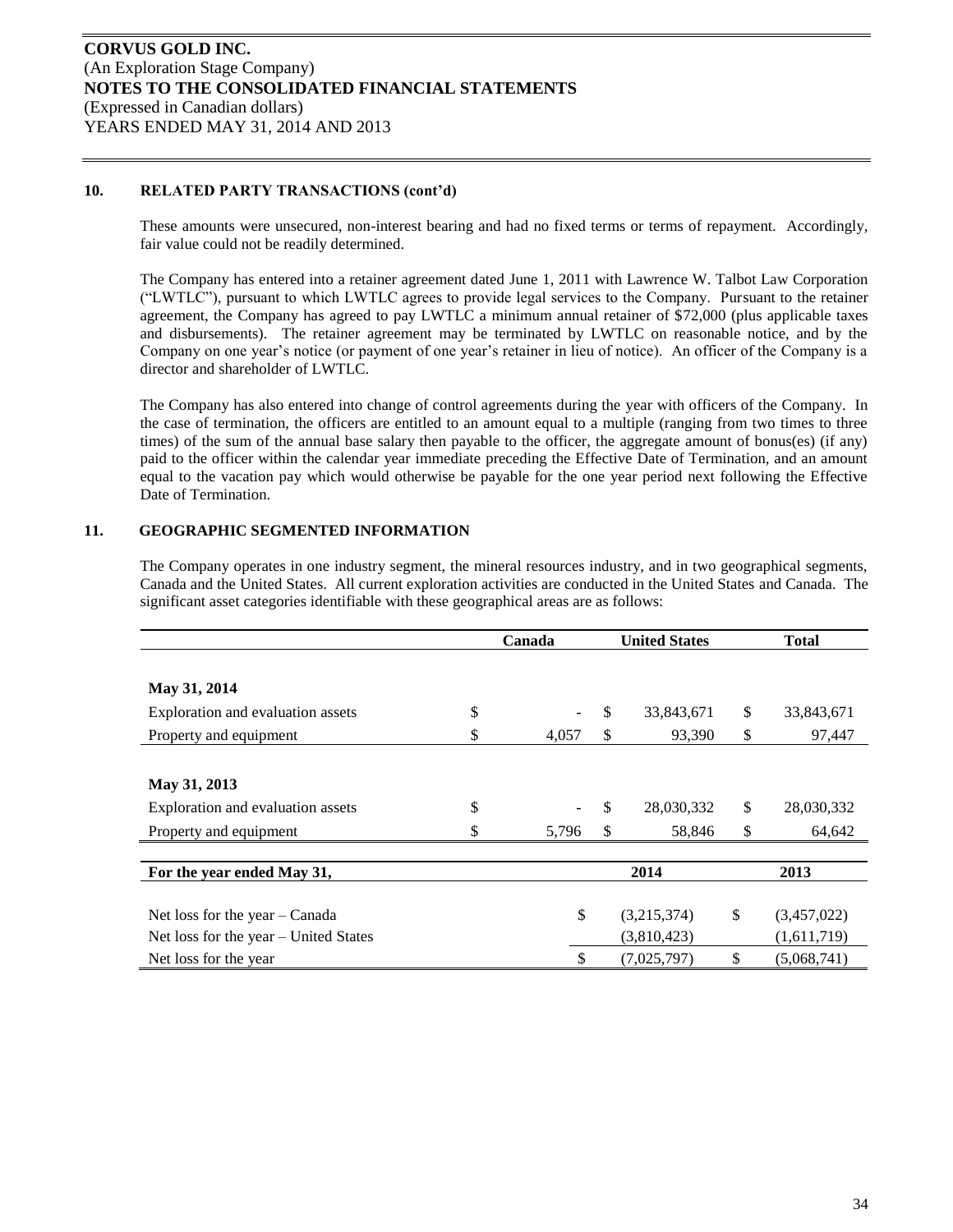## 10. RELATED PARTY TRANSACTIONS (cont'd)

These amounts were unsecured, non-interest bearing and had no fixed terms or terms of repayment. Accordingly, fair value could not be readily determined.

The Company has entered into a retainer agreement dated June 1, 2011 with Lawrence W. Talbot Law Corporation ("LWTLC"), pursuant to which LWTLC agrees to provide legal services to the Company. Pursuant to the retainer agreement, the Company has agreed to pay LWTLC a minimum annual retainer of $72,000 (plus applicable taxes and disbursements). The retainer agreement may be terminated by LWTLC on reasonable notice, and by the Company on one year's notice (or payment of one year's retainer in lieu of notice). An officer of the Company is a director and shareholder of LWTLC.

The Company has also entered into change of control agreements during the year with officers of the Company. In the case of termination, the officers are entitled to an amount equal to a multiple (ranging from two times to three times) of the sum of the annual base salary then payable to the officer, the aggregate amount of bonus(es) (if any) paid to the officer within the calendar year immediate preceding the Effective Date of Termination, and an amount equal to the vacation pay which would otherwise be payable for the one year period next following the Effective Date of Termination.

## 11. GEOGRAPHIC SEGMENTED INFORMATION

The Company operates in one industry segment, the mineral resources industry, and in two geographical segments, Canada and the United States. All current exploration activities are conducted in the United States and Canada. The significant asset categories identifiable with these geographical areas are as follows:

| | Canada | United States | Total |
|---|---|---|---|
| **May 31, 2014** | | | |
| Exploration and evaluation assets | $ - | $ 33,843,671 | $ 33,843,671 |
| Property and equipment | $ 4,057 | $ 93,390 | $ 97,447 |
| **May 31, 2013** | | | |
| Exploration and evaluation assets | $ - | $ 28,030,332 | $ 28,030,332 |
| Property and equipment | $ 5,796 | $ 58,846 | $ 64,642 |

| For the year ended May 31, | 2014 | 2013 |
|---|---|---|
| Net loss for the year – Canada | $ (3,215,374) | $ (3,457,022) |
| Net loss for the year – United States | (3,810,423) | (1,611,719) |
| Net loss for the year | $ (7,025,797) | $ (5,068,741) |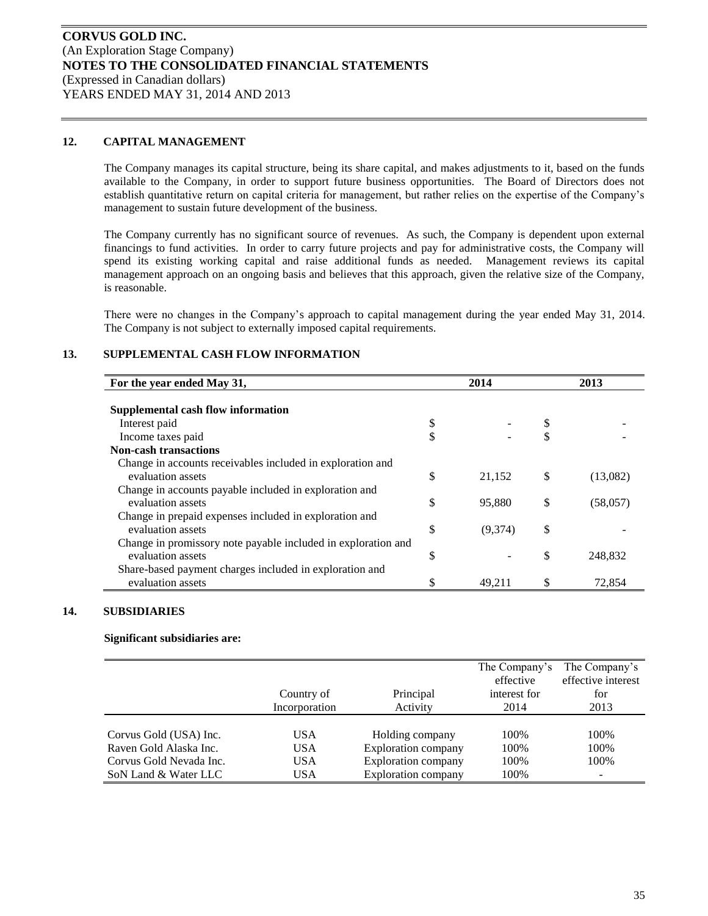## 12. CAPITAL MANAGEMENT

The Company manages its capital structure, being its share capital, and makes adjustments to it, based on the funds available to the Company, in order to support future business opportunities. The Board of Directors does not establish quantitative return on capital criteria for management, but rather relies on the expertise of the Company's management to sustain future development of the business.

The Company currently has no significant source of revenues. As such, the Company is dependent upon external financings to fund activities. In order to carry future projects and pay for administrative costs, the Company will spend its existing working capital and raise additional funds as needed. Management reviews its capital management approach on an ongoing basis and believes that this approach, given the relative size of the Company, is reasonable.

There were no changes in the Company's approach to capital management during the year ended May 31, 2014. The Company is not subject to externally imposed capital requirements.

## 13. SUPPLEMENTAL CASH FLOW INFORMATION

| For the year ended May 31, | 2014 | 2013 |
|---|---|---|
| **Supplemental cash flow information** | | |
| Interest paid | $ - | $ - |
| Income taxes paid | $ - | $ - |
| **Non-cash transactions** | | |
| Change in accounts receivables included in exploration and evaluation assets | $ 21,152 | $ (13,082) |
| Change in accounts payable included in exploration and evaluation assets | $ 95,880 | $ (58,057) |
| Change in prepaid expenses included in exploration and evaluation assets | $ (9,374) | $ - |
| Change in promissory note payable included in exploration and evaluation assets | $ - | $ 248,832 |
| Share-based payment charges included in exploration and evaluation assets | $ 49,211 | $ 72,854 |

## 14. SUBSIDIARIES

**Significant subsidiaries are:**

| | Country of Incorporation | Principal Activity | The Company's effective interest for 2014 | The Company's effective interest for 2013 |
|---|---|---|---|---|
| Corvus Gold (USA) Inc. | USA | Holding company | 100% | 100% |
| Raven Gold Alaska Inc. | USA | Exploration company | 100% | 100% |
| Corvus Gold Nevada Inc. | USA | Exploration company | 100% | 100% |
| SoN Land & Water LLC | USA | Exploration company | 100% | - |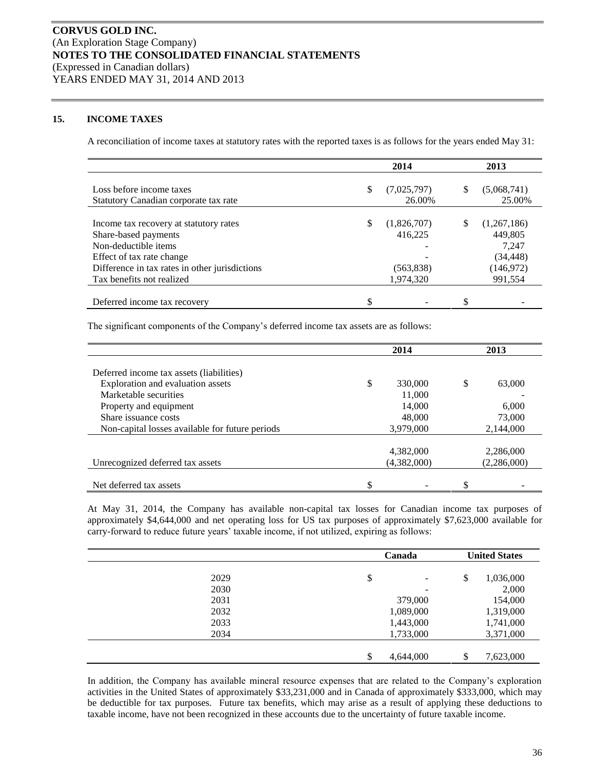**CORVUS GOLD INC.**
(An Exploration Stage Company)
**NOTES TO THE CONSOLIDATED FINANCIAL STATEMENTS**
(Expressed in Canadian dollars)
YEARS ENDED MAY 31, 2014 AND 2013

## 15. INCOME TAXES

A reconciliation of income taxes at statutory rates with the reported taxes is as follows for the years ended May 31:

| | 2014 | 2013 |
|---|---|---|
| Loss before income taxes | $ (7,025,797) | $ (5,068,741) |
| Statutory Canadian corporate tax rate | 26.00% | 25.00% |
| Income tax recovery at statutory rates | $ (1,826,707) | $ (1,267,186) |
| Share-based payments | 416,225 | 449,805 |
| Non-deductible items | - | 7,247 |
| Effect of tax rate change | - | (34,448) |
| Difference in tax rates in other jurisdictions | (563,838) | (146,972) |
| Tax benefits not realized | 1,974,320 | 991,554 |
| Deferred income tax recovery | $ - | $ - |

The significant components of the Company's deferred income tax assets are as follows:

| | 2014 | 2013 |
|---|---|---|
| Deferred income tax assets (liabilities) | | |
| Exploration and evaluation assets | $ 330,000 | $ 63,000 |
| Marketable securities | 11,000 | - |
| Property and equipment | 14,000 | 6,000 |
| Share issuance costs | 48,000 | 73,000 |
| Non-capital losses available for future periods | 3,979,000 | 2,144,000 |
| | 4,382,000 | 2,286,000 |
| Unrecognized deferred tax assets | (4,382,000) | (2,286,000) |
| Net deferred tax assets | $ - | $ - |

At May 31, 2014, the Company has available non-capital tax losses for Canadian income tax purposes of approximately $4,644,000 and net operating loss for US tax purposes of approximately $7,623,000 available for carry-forward to reduce future years' taxable income, if not utilized, expiring as follows:

| | Canada | United States |
|---|---|---|
| 2029 | $ - | $ 1,036,000 |
| 2030 | - | 2,000 |
| 2031 | 379,000 | 154,000 |
| 2032 | 1,089,000 | 1,319,000 |
| 2033 | 1,443,000 | 1,741,000 |
| 2034 | 1,733,000 | 3,371,000 |
| | $ 4,644,000 | $ 7,623,000 |

In addition, the Company has available mineral resource expenses that are related to the Company's exploration activities in the United States of approximately $33,231,000 and in Canada of approximately $333,000, which may be deductible for tax purposes. Future tax benefits, which may arise as a result of applying these deductions to taxable income, have not been recognized in these accounts due to the uncertainty of future taxable income.